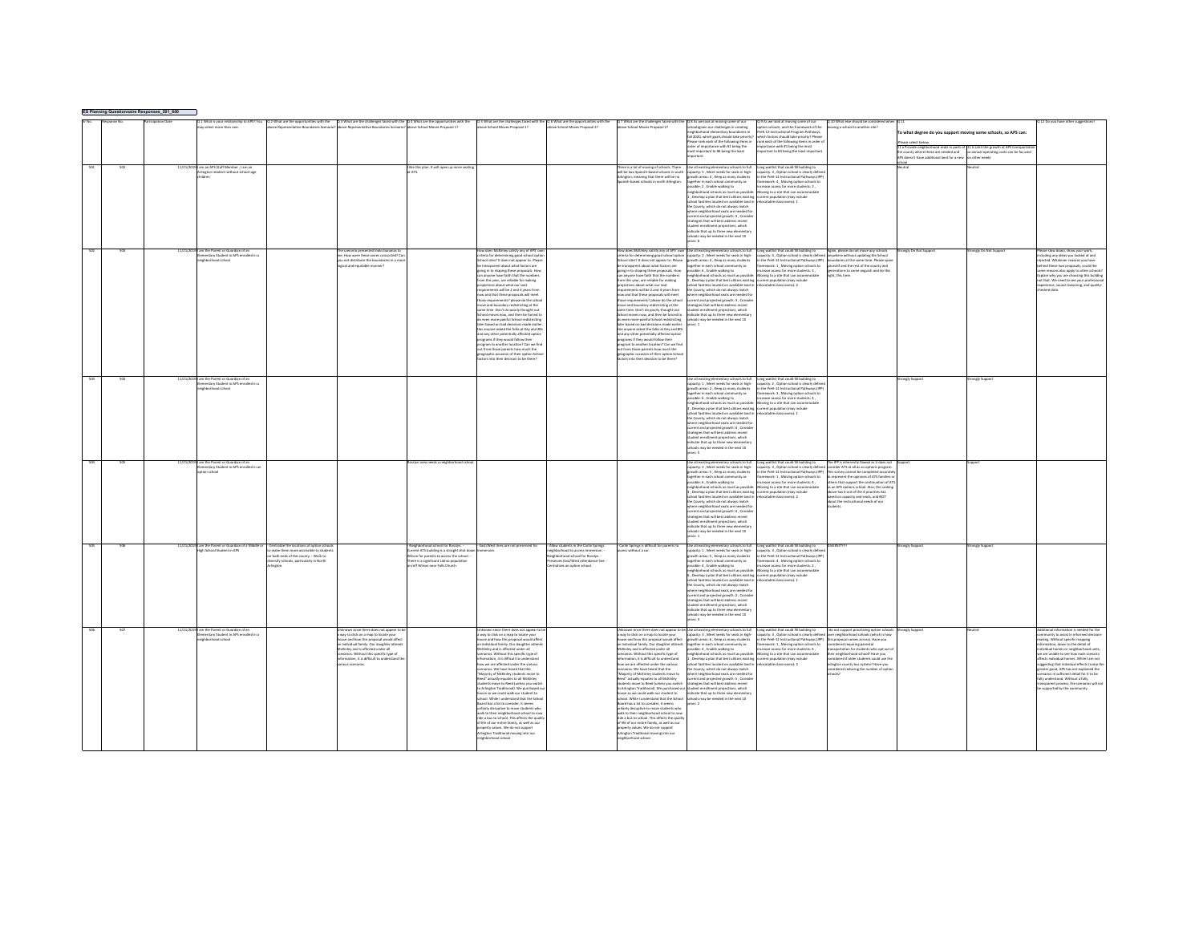**ES Planning Questionnaire Responses_501_600**

| ID No. | Response No. | Participation Date | Q.1 What is your relationship to APS? You may select more than one. | Q.2 What are the opportunities with the above Representative Boundaries Scenario? | Q.3 What are the challenges faced with the above Representative Boundaries Scenario? | Q.4 What are the opportunities with the above School Moves Proposal 1? | Q.5 What are the challenges faced with the above School Moves Proposal 1? | Q.6 What are the opportunities with the above School Moves Proposal 2? | Q.7 What are the challenges faced with the above School Moves Proposal 2? | Q.8 As we look at moving some of our schools given our challenges in creating neighborhood elementary boundaries in Fall 2020, which goals should take priority? Please rank each of the following items in order of importance with #1 being the most important to #8 being the least important. | Q.9 As we look at moving some of our option schools, and the framework of the PreK-12 Instructional Program Pathways, which factors should take priority? Please rank each of the following items in order of importance with #1 being the most important to #4 being the least important. | Q.10 What else should be considered when moving a school to another site? | Q.11 To what degree do you support moving some schools, so APS can: Please select below. 11.a Provide neighborhood seats in parts of the county where there are needed and APS doesn't have additional land for a new school | 11.b Limit the growth of APS transportation so annual operating costs can be focused on other needs | Q.12 Do you have other suggestions? |
|---|---|---|---|---|---|---|---|---|---|---|---|---|---|---|---|
| 501 | 502 | 11/21/2019 | I am an APS Staff Member ; I am an Arlington resident without school-age children | | | I like this plan. It will open up more seating at ATS. | | | There is a lot of moving of schools. There will be two Spanish-based schools in south Arlington, meaning that there will be no Spanish-based schools in north Arlington. | Use all existing elementary schools to full capacity: 5 ; Meet needs for seats in high-growth areas: 4 ; Keep as many students together in each school community as possible: 2 ; Enable walking to neighborhood schools as much as possible: 1 ; Develop a plan that best utilizes existing school facilities located on available land in the County, which do not always match where neighborhood seats are needed for current and projected growth: 3 ; Consider strategies that will best address recent student enrollment projections, which indicate that up to three new elementary schools may be needed in the next 10 years: 6 | Long waitlist that could fill building to capacity: 3 ; Option school is clearly defined in the PreK-12 Instructional Pathways (IPP) framework: 4 ; Moving option schools to increase access for more students: 2 ; Moving to a site that can accommodate current population (may include relocatable classrooms): 1 | | Neutral | Neutral | |
| 502 | 503 | 11/21/2019 | I am the Parent or Guardian of an Elementary Student in APS enrolled in a neighborhood school | | The scenario presented looks bananas to me. How were these zones conceived? Can you not distribute the boundaries in a more logical and equitable manner? | | How does McKinley satisfy any of APS' own criteria for determining good school option school sites? It does not appear to. Please be transparent about what factors are going in to shaping these proposals. How can anyone have faith that the numbers from this year, are reliable for making projections about what our seat requirements will be 2 and 4 years from now and that these proposals will meet those requirements? please do the school move and boundary redistricting at the same time. Don't do poorly thought-out School moves now, and then be forced to do even more painful School redistricting later based on bad decisions made earlier. Has anyone asked the folks at Key and ATS and any other potentially affected option programs if they would follow their program to another location? Can we find out from those parents how much the geographic occasion of their option School factors into their decision to be there? | | How does McKinley satisfy any of APS' own criteria for determining good school option school sites? It does not appear to. Please be transparent about what factors are going in to shaping these proposals. How can anyone have faith that the numbers from this year, are reliable for making projections about what our seat requirements will be 2 and 4 years from now and that these proposals will meet those requirements? please do the school move and boundary redistricting at the same time. Don't do poorly thought-out School moves now, and then be forced to do even more painful School redistricting later based on bad decisions made earlier. Has anyone asked the folks at Key and ATS and any other potentially affected option programs if they would follow their program to another location? Can we find out from those parents how much the geographic occasion of their option School factors into their decision to be there? | Use all existing elementary schools to full capacity: 5 ; Meet needs for seats in high-growth areas: 4 ; Keep as many students together in each school community as possible: 6 ; Enable walking to neighborhood schools as much as possible: 3 ; Develop a plan that best utilizes existing school facilities located on available land in the County, which do not always match where neighborhood seats are needed for current and projected growth: 2 ; Consider strategies that will best address recent student enrollment projections, which indicate that up to three new elementary schools may be needed in the next 10 years: 1 | Long waitlist that could fill building to capacity: 3 ; Option school is clearly defined in the PreK-12 Instructional Pathways (IPP) framework: 1 ; Moving option schools to increase access for more students: 4 ; Moving to a site that can accommodate current population (may include relocatable classrooms): 2 | Again, please do not move any schools anywhere without updating the School boundaries at the same time. Please spare yourself and the rest of the county and generations to come anguish and do this right, this time. | Strongly Do Not Support | Strongly Do Not Support | Please slow down, show your work, including any ideas you looked at and rejected. Whatever reasons you have behind these two proposals, could the same reasons also apply to other schools? Explain why you are choosing this building not that. We need to see your professional experience, sound reasoning, and quality-checked data. |
| 503 | 504 | 11/21/2019 | I am the Parent or Guardian of an Elementary Student in APS enrolled in a neighborhood school | | | | | | | Use all existing elementary schools to full capacity: 1 ; Meet needs for seats in high-growth areas: 2 ; Keep as many students together in each school community as possible: 4 ; Enable walking to neighborhood schools as much as possible: 6 ; Develop a plan that best utilizes existing school facilities located on available land in the County, which do not always match where neighborhood seats are needed for current and projected growth: 3 ; Consider strategies that will best address recent student enrollment projections, which indicate that up to three new elementary schools may be needed in the next 10 years: 5 | Long waitlist that could fill building to capacity: 2 ; Option school is clearly defined in the PreK-12 Instructional Pathways (IPP) framework: 3 ; Moving option schools to increase access for more students: 4 ; Moving to a site that can accommodate current population (may include relocatable classrooms): 1 | | Strongly Support | Strongly Support | |
| 504 | 505 | 11/21/2019 | I am the Parent or Guardian of an Elementary Student in APS enrolled in an option school | | | Rosslyn area needs a neighborhood school. | | | | Use all existing elementary schools to full capacity: 2 ; Meet needs for seats in high-growth areas: 5 ; Keep as many students together in each school community as possible: 6 ; Enable walking to neighborhood schools as much as possible: 4 ; Develop a plan that best utilizes existing school facilities located on available land in the County, which do not always match where neighborhood seats are needed for current and projected growth: 3 ; Consider strategies that will best address recent student enrollment projections, which indicate that up to three new elementary schools may be needed in the next 10 years: 1 | Long waitlist that could fill building to capacity: 3 ; Option school is clearly defined in the PreK-12 Instructional Pathways (IPP) framework: 1 ; Moving option schools to increase access for more students: 4 ; Moving to a site that can accommodate current population (may include relocatable classrooms): 2 | The IPP is inherently flawed as it does not consider ATS at all as an options program. This survey cannot be completed accurately to represent the opinions of ATS families or others that support the continuation of ATS as an APS options school. Also, the ranking above has 3 out of the 4 priorities ALL based on capacity and seats, and NOT about the instructional needs of our students. | Support | Support | |
| 505 | 506 | 11/21/2019 | I am the Parent or Guardian of a Middle or High School Student in APS | - Centralize the locations of option schools to make them more accessible to students on both ends of the county. - Work to diversify schools, particularly in North Arlington. | | - Neighborhood school for Rosslyn. - Current ATS building is a straight shot down Wilson for parents to access the school. - There is a significant Latino population on/off Wilson near Falls Church | - East/West lines are not preserved for Immersion. | - Allow students in the Carlin Springs neighborhood to access Immersion. - Neighborhood school for Rosslyn. - Preserves East/West attendance lines. - Centralizes an option school. | - Carlin Springs is difficult for parents to access without a car. | Use all existing elementary schools to full capacity: 1 ; Meet needs for seats in high-growth areas: 5 ; Keep as many students together in each school community as possible: 4 ; Enable walking to neighborhood schools as much as possible: 6 ; Develop a plan that best utilizes existing school facilities located on available land in the County, which do not always match where neighborhood seats are needed for current and projected growth: 2 ; Consider strategies that will best address recent student enrollment projections, which indicate that up to three new elementary schools may be needed in the next 10 years: 3 | Long waitlist that could fill building to capacity: 3 ; Option school is clearly defined in the PreK-12 Instructional Pathways (IPP) framework: 4 ; Moving option schools to increase access for more students: 2 ; Moving to a site that can accommodate current population (may include relocatable classrooms): 1 | DIVERSITY!!! | Strongly Support | Strongly Support | |
| 506 | 507 | 11/21/2019 | I am the Parent or Guardian of an Elementary Student in APS enrolled in a neighborhood school | | Unknown since there does not appear to be a way to click on a map to locate your house and how this proposal would affect an individual family. Our daughter attends McKinley and is affected under all scenarios. Without this specific type of information, it is difficult to understand the various scenarios. | | Unknown since there does not appear to be a way to click on a map to locate your house and how this proposal would affect an individual family. Our daughter attends McKinley and is affected under all scenarios. Without this specific type of information, it is difficult to understand how we are affected under the various scenarios. We have heard that the "Majority of McKinley students move to Reed" actually equates to all McKinley students move to Reed (unless you switch to Arlington Traditional). We purchased our house so we could walk our student to school. While I understand that the School Board has a lot to consider, it seems unfairly disruptive to move students who walk to their neighborhood school to now take a bus to school. This affects the quality of life of our entire family, as well as our property values. We do not support Arlington Traditional moving into our neighborhood school. | | Unknown since there does not appear to be a way to click on a map to locate your house and how this proposal would affect an individual family. Our daughter attends McKinley and is affected under all scenarios. Without this specific type of information, it is difficult to understand how we are affected under the various scenarios. We have heard that the "Majority of McKinley students move to Reed" actually equates to all McKinley students move to Reed (unless you switch to Arlington Traditional). We purchased our house so we could walk our student to school. While I understand that the School Board has a lot to consider, it seems unfairly disruptive to move students who walk to their neighborhood school to now take a bus to school. This affects the quality of life of our entire family, as well as our property values. We do not support Arlington Traditional moving into our neighborhood school. | Use all existing elementary schools to full capacity: 5 ; Meet needs for seats in high-growth areas: 6 ; Keep as many students together in each school community as possible: 4 ; Enable walking to neighborhood schools as much as possible: 1 ; Develop a plan that best utilizes existing school facilities located on available land in the County, which do not always match where neighborhood seats are needed for current and projected growth: 3 ; Consider strategies that will best address recent student enrollment projections, which indicate that up to three new elementary schools may be needed in the next 10 years: 2 | Long waitlist that could fill building to capacity: 3 ; Option school is clearly defined in the PreK-12 Instructional Pathways (IPP) framework: 1 ; Moving option schools to increase access for more students: 4 ; Moving to a site that can accommodate current population (may include relocatable classrooms): 2 | I do not support prioritizing option schools over neighborhood schools (which is how this proposal comes across). Have you considered requiring parental transportation for students who opt out of their neighborhood school? Have you considered if older students could use the Arlington county bus system? Have you considered reducing the number of option schools? | Strongly Support | Neutral | Additional information is needed for the community to assist in informed decision-making. Without specific mapping information, down to the detail of individual homes or neighborhood units, we are unable to see how each scenario affects individual homes. While I am not suggesting that individual effects trump the greater good, APS has not explained the scenarios in sufficient detail for it to be fully understood. Without a fully transparent process, the scenarios will not be supported by the community. |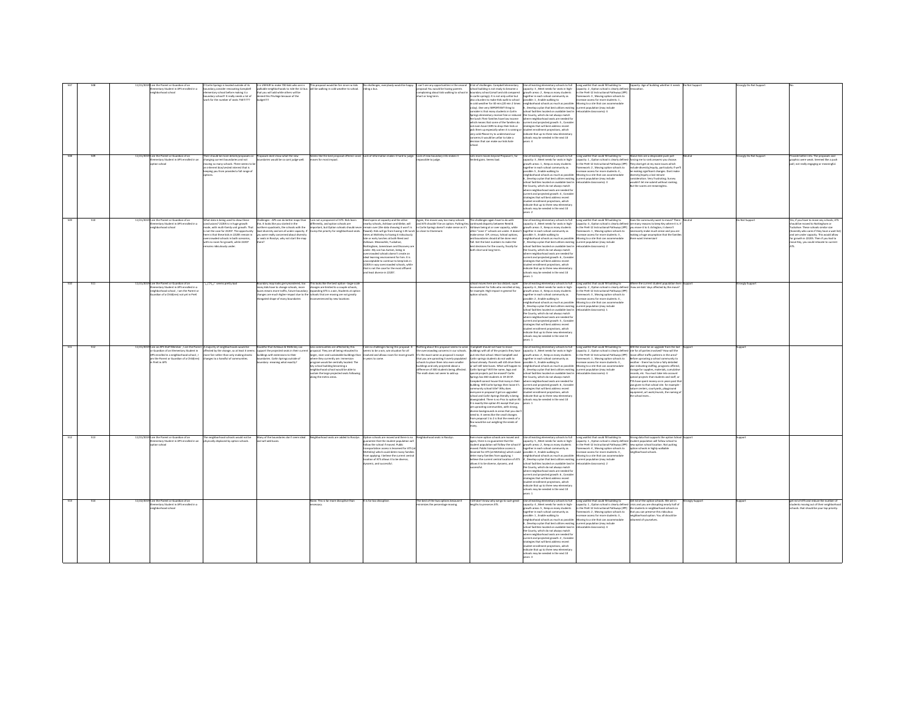| | | | | | | | | | | | | | | | | |
|---|---|---|---|---|---|---|---|---|---|---|---|---|---|---|---|---|
| 507 | 508 | 11/21/2019 | I am the Parent or Guardian of an Elementary Student in APS enrolled in a neighborhood school | If Carlin Springs is located outside of its boundary,consider renovating Campbell elementary school before making it a boundary school!! It really needs a lot of work for the number of seats 700?!?!?! | It is UNFAIR to make 700 kids who are in walkable neighborhoods to ride the 12 bus that you will add while others will be denied this Privilege because of the budget!!! | This proposal would be fair since no kids will be walking in cold weather to school. | No challenges, everybody would be happy riding a bus. | I can't see any opportunities in the second proposal.You would be having parents complaining about kids walking to school in short or long term. | A lot of challenges: Campbell elementary school building is not ready to become a boundary school (small and old compared to carlin springs). It is not only unfair but also a burden to make 8th walk to school in cold weather for 30 mins (20 min 2 times a day). One very IMPORTANT thing to consider is that many students in Carlin Springs elementary receive free or reduced lunch from Their families have low income which means that some of the families do not even have CARS to drop their kids or pick them up especially when it is raining or very cold Please try to understand our concerns It would be safer to take a decision that can make our kids safe school | Use all existing elementary schools to full capacity: 3 , Meet needs for seats in high-growth areas: 2 , Keep as many students together in each school community as possible: 1 , Enable walking to neighborhood schools as much as possible: 6 , Develop a plan that best utilizes existing school facilities located on available land in the County, which do not always match where neighborhood seats are needed for current and projected growth: 5 , Consider strategies that will best address recent student enrollment projections, which indicate that up to three new elementary schools may be needed in the next 10 years: 4 | Long waitlist that could fill building to capacity: 2 , Option school is clearly defined in the PreK-12 Instructional Pathways (IPP) framework: 4 , Moving option schools to increase access for more students: 1 , Moving to a site that can accommodate current population (may include relocatable classrooms): 3 | Capacity. Age of building whether it needs renovation. | Do Not Support | | Strongly Do Not Support | No. |
| 508 | 509 | 11/21/2019 | I am the Parent or Guardian of an Elementary Student in APS enrolled in an option school | There should be more details/proposals on changing current boundaries and not moving so many schools. There seems to be an inherent bias/vested interest that is keeping you from provided a full range of options. | Proposals dont show what the new boundaries would be so cant judge well. | Seems like the best proposal offered. Least moves for most impact. | Lack of information makes it hard to judge. | Lack of new boundary info makes it impossible to judge. | Lots more moves beyond Proposal 1, for limited gains. Seems bad. | Use all existing elementary schools to full capacity: 6 , Meet needs for seats in high-growth areas: 1 , Keep as many students together in each school community as possible: 5 , Enable walking to neighborhood schools as much as possible: 3 , Develop a plan that best utilizes existing school facilities located on available land in the County, which do not always match where neighborhood seats are needed for current and projected growth: 4 , Consider strategies that will best address recent student enrollment projections, which indicate that up to three new elementary schools may be needed in the next 10 years: 2 | Long waitlist that could fill building to capacity: 1 , Option school is clearly defined in the PreK-12 Instructional Pathways (IPP) framework: 2 , Moving option schools to increase access for more students: 4 , Moving to a site that can accommodate current population (may include relocatable classrooms): 3 | Above bits are a despicable push poll. They dont get at my main issues which include diversity/equity, particularly if we'll be making significant changes. Dont make diversity/equity a last minute consideration. Very frustrating. Survey wouldn't let me submit without ranking. But the scores are meaningless. | Neutral | | Strongly Do Not Support | Provide better info. The proposals and graphics were weak. Seemed like a push poll, not really engaging or meaningful. |
| 509 | 510 | 11/21/2019 | I am the Parent or Guardian of an Elementary Student in APS enrolled in a neighborhood school | What data is being used to draw these conclusions? 22205 is in huge growth mode, with multi-family unit growth. That is not the case for 22207. The opportunity here is that these kids in 22205 remain in overcrowded schools in both scenarios, with no room for growth, while 22207 remains ridiculously under. | Challenges - APS can do better maps than this. It looks like you started in the northern quadrants, the schools with the least diversity and are all under capacity. If you were really concerned about diversity or seats in Rosslyn, why not start the map there? | I am not a proponent of ATS. Kids learn differently, and option schools are important, but Option schools should never trump the priority for neighborhood seats. | Reed opens at capacity and the other nearby schools, Ashlawn and Glebe, will remain over (the data showing it won't is flawed). Kids will go from having 1-35 lunch at McKinley to having 4 ridiculously late or early lunches at both Reed and Ashlawn. Meanwhile, Tuckahoe, Nottingham, Jamestown and Discovery are under. My son has Autism, being in overcrowded schools doesn't create an ideal learning environment for him. It is unacceptable to continue to keep kids in 22205 in over crowded schools, while that is not the case for the most affluent and least diverse in 22207. | Again, this moves way too many schools and ATS shouldn't be an option. Putting Key in Carlin Springs doesn't make sense as it's so close to Claremont. | The challenges again have to do with continued disparity between Reed & Ashlawn being at or over capacity, while other "zone 1" schools are under. It doesn't make sense. EFF, census, School options, and boundaries should all be done next Fall. Get the best numbers to make the best decisions for the county, fiscally for both short and long term. | Use all existing elementary schools to full capacity: 4 , Meet needs for seats in high-growth areas: 3 , Keep as many students together in each school community as possible: 5 , Enable walking to neighborhood schools as much as possible: 2 , Develop a plan that best utilizes existing school facilities located on available land in the County, which do not always match where neighborhood seats are needed for current and projected growth: 6 , Consider strategies that will best address recent student enrollment projections, which indicate that up to three new elementary schools may be needed in the next 10 years: 1 | Long waitlist that could fill building to capacity: 3 , Option school is clearly defined in the PreK-12 Instructional Pathways (IPP) framework: 1 , Moving option schools to increase access for more students: 4 , Moving to a site that can accommodate current population (may include relocatable classrooms): 2 | Does the community want to move? There are many reasons to keep Key where it is. If you move it to S. Arlington, it doesn't necessarily make much sense and you are making a huge assumption that the families there want immersion! | Neutral | | Do Not Support | Yes, if you have to move any schools, ATS should be moved to Nottingham or Tuckahoe. These schools similar size (honestly who cares if they have a wait list) and are under capacity. This would allow for growth in 22205. Then if you had to move Key, you could relocate to current ATS. |
| 510 | 511 | 11/21/2019 | I am the Parent or Guardian of an Elementary Student in APS enrolled in a neighborhood school , I am the Parent or Guardian of a Child(ren) not yet in PreK | ¯\_(ツ)_/¯ seems pretty bad | Boundary map looks gerrymandered, too many kids have to change schools, more buses means more traffic, future boundary changes are much higher impact due to the elongated shape of many boundaries | This looks like the best option--large-scale changes are limited to a couple schools, expanding ATS is a win, Students at option schools that are moving are not greatly inconvenienced by new locations | | | School moves here are too distant; super inconvenient for folks who enrolled at Key, for example. High impact in general for option schools. | Use all existing elementary schools to full capacity: 6 , Meet needs for seats in high-growth areas: 3 , Keep as many students together in each school community as possible: 2 , Enable walking to neighborhood schools as much as possible: 5 , Develop a plan that best utilizes existing school facilities located on available land in the County, which do not always match where neighborhood seats are needed for current and projected growth: 4 , Consider strategies that will best address recent student enrollment projections, which indicate that up to three new elementary schools may be needed in the next 10 years: 1 | Long waitlist that could fill building to capacity: 2 , Option school is clearly defined in the PreK-12 Instructional Pathways (IPP) framework: 3 , Moving option schools to increase access for more students: 4 , Moving to a site that can accommodate current population (may include relocatable classrooms): 1 | Where the current student population lives. How are kids' days affected by the move? | Support | | Strongly Support | |
| 511 | 512 | 11/21/2019 | I am an APS Staff Member , I am the Parent or Guardian of an Elementary Student in APS enrolled in a neighborhood school , I am the Parent or Guardian of a Child(ren) not yet in PreK | A majority of neighborhoods would be affected by the change, so at least it seems more fair rather than only making drastic changes to a handful of communities. | Doubtful that Ashlawn & McKinley can support the projected seats in their current buildings with extensions to their boundaries. Carlin Springs outside of boundary- meaning what exactly? | Less communities are affected by this proposal. They are all being relocated to larger, nicer and sustainable buildings that where they currently are. Immersion program would be centrally located. The key school building becoming a neighborhood school would be able to sustain the large projected seats following along the metro areas. | I see no challenges facing this proposal- it seems to be a win, win situation for all involved and allows room for more growth in years to come. | Nothing about this proposal seems to solve the overcrowding concerns in our schools. It's the exact same as proposal 1 except that you are uprooting 3 overly populated schools to place them into even smaller buildings and only projected about a difference of 300 students being affected. The math does not seem to add up. | Campbell should not have to move buildings with all of the projects they have put into that school. Most Campbell and Carlin springs students do not walk to school already. Parents will still drive them or will still take buses. What will happen to Carlin Springs? Will the name, logo and special projects just be erased? Carlin Springs has 690 students in 19-20 SY. Campbell cannot house that many in their building. Will Carlin Springs then loose it's community school title? Why does everyone in proposal 2 get an upgraded school and Carlin Springs literally is being downgraded. There is no Pros to option #2. It is exactly the option #1 except that you are uprooting communities, with strong, diverse backgrounds in areas that you don't need to. It seems like the small changes from proposal 1 to 2 is that the needs of a few would be out weighing the needs of many. | Use all existing elementary schools to full capacity: 3 , Meet needs for seats in high-growth areas: 2 , Keep as many students together in each school community as possible: 4 , Enable walking to neighborhood schools as much as possible: 5 , Develop a plan that best utilizes existing school facilities located on available land in the County, which do not always match where neighborhood seats are needed for current and projected growth: 6 , Consider strategies that will best address recent student enrollment projections, which indicate that up to three new elementary schools may be needed in the next 10 years: 1 | Long waitlist that could fill building to capacity: 2 , Option school is clearly defined in the PreK-12 Instructional Pathways (IPP) framework: 1 , Moving option schools to increase access for more students: 4 , Moving to a site that can accommodate current population (may include relocatable classrooms): 3 | Will the move be an upgrade from the last site for all parties involved? How will the move affect traffic patterns in the area? Before uprooting a school community to another - there has to be a fully detailed plan including staffing, programs offered, storage for supplies, materials, cumulative records, etc. You must take into account special projects that students and staff, or PTA have spent money on in years past that was given to that school site. For example - nature centers, courtyards, playground equipment, art work/murals, the naming of the school even... | Support | | Support | |
| 512 | 513 | 11/21/2019 | I am the Parent or Guardian of an Elementary Student in APS enrolled in an option school | The neighborhood schools would not be physically displaced by option schools. | Many of the boundaries don't seem ideal and will add buses. | Neighborhood seats are added to Rosslyn. | Option schools are moved and there is no guarantee that the student population will follow the school if moved. Public transportation access is lessened for ATS (at McKinley) which could deter many families from applying. I believe the current central location of ATS allows it to be diverse, dynamic, and successful. | Neighborhood seats in Rosslyn. | Even more option schools are moved and again, there is no guarantee that the student population will follow the school if moved. Public transportation access is lessened for ATS (at McKinley) which could deter many families from applying. I believe the current central location of ATS allows it to be diverse, dynamic, and successful. | Use all existing elementary schools to full capacity: 4 , Meet needs for seats in high-growth areas: 5 , Keep as many students together in each school community as possible: 2 , Enable walking to neighborhood schools as much as possible: 3 , Develop a plan that best utilizes existing school facilities located on available land in the County, which do not always match where neighborhood seats are needed for current and projected growth: 6 , Consider strategies that will best address recent student enrollment projections, which indicate that up to three new elementary schools may be needed in the next 10 years: 1 | Long waitlist that could fill building to capacity: 1 , Option school is clearly defined in the PreK-12 Instructional Pathways (IPP) framework: 3 , Moving option schools to increase access for more students: 4 , Moving to a site that can accommodate current population (may include relocatable classrooms): 2 | Strong data that supports the option school student population will follow school to new option school location. Not putting option schools in highly walkable neighborhood schools. | Support | | Support | |
| 513 | 514 | 11/22/2019 | I am the Parent or Guardian of an Elementary Student in APS enrolled in a neighborhood school | | | None. This is far more disruptive than necessary. | It is far too disruptive. | The best of the two options because it minimizes the percentage moving. | I still don't know why we go to such great lengths to preserve ATS. | Use all existing elementary schools to full capacity: 6 , Meet needs for seats in high-growth areas: 5 , Keep as many students together in each school community as possible: 1 , Enable walking to neighborhood schools as much as possible: 2 , Develop a plan that best utilizes existing school facilities located on available land in the County, which do not always match where neighborhood seats are needed for current and projected growth: 4 , Consider strategies that will best address recent student enrollment projections, which indicate that up to three new elementary schools may be needed in the next 10 years: 3 | Long waitlist that could fill building to capacity: 1 , Option school is clearly defined in the PreK-12 Instructional Pathways (IPP) framework: 4 , Moving option schools to increase access for more students: 2 , Moving to a site that can accommodate current population (may include relocatable classrooms): 3 | Get rid of the option schools. We are in crisis and you are disrupting nearly half of the students in neighborhood schools so that you can preserve this ridiculous neighborhood option. You all should be ashamed of yourselves. | | Strongly Support | Support | Get rid of ATS and reduce the number of students moving out of their neighborhood schools. That should be your top priority. |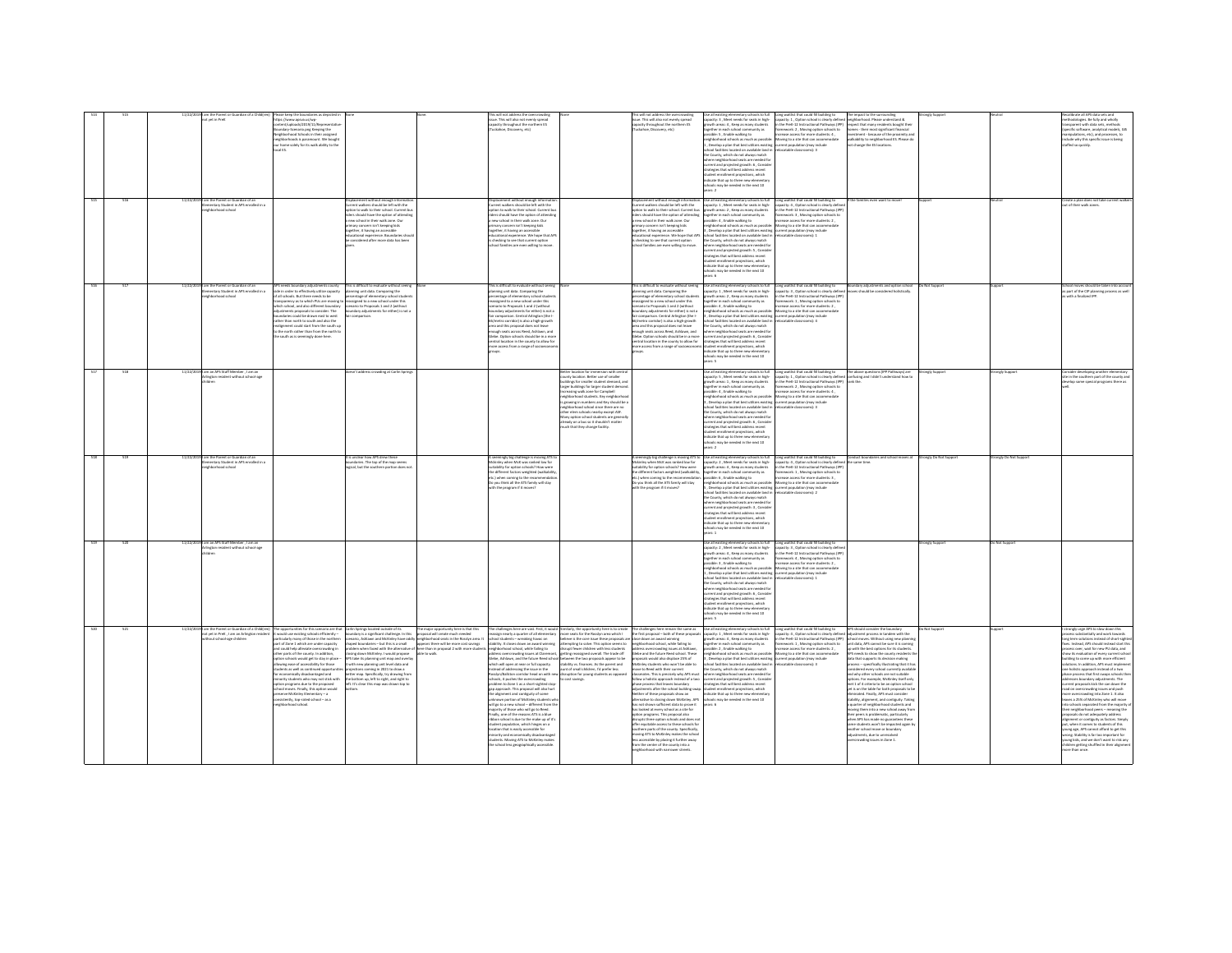| | | | | | | | | | | | | | | | |
|---|---|---|---|---|---|---|---|---|---|---|---|---|---|---|---|
| 513 | 515 | 11/22/2019 | I am the Parent or Guardian of a Child(ren) not yet in PreK | Please keep the boundaries as depicted in https://www.apsva.us/wp-content/uploads/2019/11/Representative-Boundary-Scenario.png. Keeping the Neighborhood Schools in their assigned neighborhoods is paramount. We bought our home solely for its walkability to the local ES. | None | None | This will not address the overcrowding issue. This will also not evenly spread capacity throughout the northern ES (Tuckahoe, Discovery, etc) | None | This will not address the overcrowding issue. This will also not evenly spread capacity throughout the northern ES (Tuckahoe, Discovery, etc) | Use all existing elementary schools to full capacity: 3 , Meet needs for seats in high-growth areas: 4 , Keep as many students together in each school community as possible: 5 , Enable walking to neighborhood schools as much as possible: 1 , Develop a plan that best utilizes existing school facilities located on available land in the County, which do not always match where neighborhood seats are needed for current and projected growth: 6 , Consider strategies that will best address recent student enrollment projections, which indicate that up to three new elementary schools may be needed in the next 10 years: 2 | Long waitlist that could fill building to capacity: 1 , Option school is clearly defined in the PreK-12 Instructional Pathways (IPP) framework: 2 , Moving option schools to increase access for more students: 4 , Moving to a site that can accommodate current population (may include relocatable classrooms): 3 | The impact to the surrounding neighborhood. Please understand & respect that many residents bought their homes - their most significant financial investment - because of the proximity and walkability to neighborhood ES. Please do not change the ES locations. | Strongly Support | Neutral | Recalibrate all APS data sets and methodologies. Be fully and wholly transparent with data sets, methods (specific software, analytical models, GIS manipulations, etc), and processes, to include why this specific issue is being staffed so quickly. |
| 514 | 516 | 11/22/2019 | I am the Parent or Guardian of an Elementary Student in APS enrolled in a neighborhood school | | Displacement without enough information. Current walkers should be left with the option to walk to their school. Current bus riders should have the option of attending a new school in their walk zone. Our primary concern isn't keeping kids together, it having an accessible educational experience. Boundaries should be considered after more data has been given. | | Displacement without enough information. Current walkers should be left with the option to walk to their school. Current bus riders should have the option of attending a new school in their walk zone. Our primary concern isn't keeping kids together, it having an accessible educational experience. We hope that APS is checking to see that current option school families are even willing to move. | | Displacement without enough information. Current walkers should be left with the option to walk to their school. Current bus riders should have the option of attending a new school in their walk zone. Our primary concern isn't keeping kids together, it having an accessible educational experience. We hope that APS is checking to see that current option school families are even willing to move. | Use all existing elementary schools to full capacity: 1 , Meet needs for seats in high-growth areas: 2 , Keep as many students together in each school community as possible: 4 , Enable walking to neighborhood schools as much as possible: 3 , Develop a plan that best utilizes existing school facilities located on available land in the County, which do not always match where neighborhood seats are needed for current and projected growth: 5 , Consider strategies that will best address recent student enrollment projections, which indicate that up to three new elementary schools may be needed in the next 10 years: 6 | Long waitlist that could fill building to capacity: 2 , Option school is clearly defined in the PreK-12 Instructional Pathways (IPP) framework: 3 , Moving option schools to increase access for more students: 2 , Moving to a site that can accommodate current population (may include relocatable classrooms): 1 | If the families even want to move! | Support | Neutral | Create a plan does not take current walkers out of their walk zones. |
| 515 | 517 | 11/22/2019 | I am the Parent or Guardian of an Elementary Student in APS enrolled in a neighborhood school | APS needs boundary adjustments county-wide in order to effectively utilize capacity of all schools. But there needs to be transparency as to which PUs are moving to which school, and also different boundary adjustments proposals to consider. The boundaries could be drawn east to west rather than north to south and also the realignment could start from the south up to the north rather than from the north to the south as is seemingly done here. | This is difficult to evaluate without seeing planning unit data. Comparing the percentage of elementary school students reassigned to a new school under this scenario to Proposals 1 and 2 (without boundary adjustments for either) is not a fair comparison. | None | This is difficult to evaluate without seeing planning unit data. Comparing the percentage of elementary school students reassigned to a new school under this scenario to Proposals 1 and 2 (without boundary adjustments for either) is not a fair comparison. Central Arlington (the I-66/metro corridor) is also a high growth area and this proposal does not leave enough seats across Reed, Ashlawn, and Glebe. Option schools should be in a more central location in the county to allow for more access from a range of socioeconomic groups. | None | This is difficult to evaluate without seeing planning unit data. Comparing the percentage of elementary school students reassigned to a new school under this scenario to Proposals 1 and 2 (without boundary adjustments for either) is not a fair comparison. Central Arlington (the I-66/metro corridor) is also a high growth area and this proposal does not leave enough seats across Reed, Ashlawn, and Glebe. Option schools should be in a more central location in the county to allow for more access from a range of socioeconomic groups. | Use all existing elementary schools to full capacity: 1 , Meet needs for seats in high-growth areas: 2 , Keep as many students together in each school community as possible: 4 , Enable walking to neighborhood schools as much as possible: 6 , Develop a plan that best utilizes existing school facilities located on available land in the County, which do not always match where neighborhood seats are needed for current and projected growth: 3 , Consider strategies that will best address recent student enrollment projections, which indicate that up to three new elementary schools may be needed in the next 10 years: 5 | Long waitlist that could fill building to capacity: 4 , Option school is clearly defined in the PreK-12 Instructional Pathways (IPP) framework: 1 , Moving option schools to increase access for more students: 2 , Moving to a site that can accommodate current population (may include relocatable classrooms): 3 | Boundary adjustments and option school moves should be considered holistically. | Do Not Support | Support | School moves should be taken into account as part of the CIP planning process as well as with a finalized IPP. |
| 516 | 518 | 11/22/2019 | I am an APS Staff Member , I am an Arlington resident without school-age children | | doesn't address crowding at Carlin Springs | | | Better location for immersion with central county location. Better use of smaller buildings for smaller student demand, and larger buildings for larger student demand. Increasing walk zone for Campbell neighborhood students. Key neighborhood is growing in numbers and Key should be a neighborhood school since there are no other elem schools nearby except ASF. Many option school students are generally already on a bus so it shouldn't matter much that they change facility. | | Use all existing elementary schools to full capacity: 3 , Meet needs for seats in high-growth areas: 1 , Keep as many students together in each school community as possible: 5 , Enable walking to neighborhood schools as much as possible: 4 , Develop a plan that best utilizes existing school facilities located on available land in the County, which do not always match where neighborhood seats are needed for current and projected growth: 6 , Consider strategies that will best address recent student enrollment projections, which indicate that up to three new elementary schools may be needed in the next 10 years: 2 | Long waitlist that could fill building to capacity: 1 , Option school is clearly defined in the PreK-12 Instructional Pathways (IPP) framework: 2 , Moving option schools to increase access for more students: 4 , Moving to a site that can accommodate current population (may include relocatable classrooms): 3 | The above questions (IPP Pathways) are confusing and I didn't understand how to rank the. | Strongly Support | Strongly Support | Consider developing another elementary site in the southern part of the county and develop some special programs there as well. |
| 517 | 519 | 11/22/2019 | I am the Parent or Guardian of an Elementary Student in APS enrolled in a neighborhood school | | It's unclear how APS drew these boundaries. The top of the map seems logical, but the southern portion does not. | | A seemingly big challenge is moving ATS to McKinley when McK was ranked low for suitability for option schools? How were the different factors weighted (walkability, etc.) when coming to the recommendation. Do you think all the ATS family will stay with the program if it moves? | | A seemingly big challenge is moving ATS to McKinley when McK was ranked low for suitability for option schools? How were the different factors weighted (walkability, etc.) when coming to the recommendation. Do you think all the ATS family will stay with the program if it moves? | Use all existing elementary schools to full capacity: 6 , Meet needs for seats in high-growth areas: 4 , Keep as many students together in each school community as possible: 2 , Enable walking to neighborhood schools as much as possible: 5 , Develop a plan that best utilizes existing school facilities located on available land in the County, which do not always match where neighborhood seats are needed for current and projected growth: 3 , Consider strategies that will best address recent student enrollment projections, which indicate that up to three new elementary schools may be needed in the next 10 years: 1 | Long waitlist that could fill building to capacity: 4 , Option school is clearly defined in the PreK-12 Instructional Pathways (IPP) framework: 1 , Moving option schools to increase access for more students: 3 , Moving to a site that can accommodate current population (may include relocatable classrooms): 2 | Conduct boundaries and school moves at the same time. | Strongly Do Not Support | Strongly Do Not Support | |
| 518 | 520 | 11/22/2019 | I am an APS Staff Member , I am an Arlington resident without school-age children | | | | | | | Use all existing elementary schools to full capacity: 2 , Meet needs for seats in high-growth areas: 4 , Keep as many students together in each school community as possible: 3 , Enable walking to neighborhood schools as much as possible: 6 , Develop a plan that best utilizes existing school facilities located on available land in the County, which do not always match where neighborhood seats are needed for current and projected growth: 1 , Consider strategies that will best address recent student enrollment projections, which indicate that up to three new elementary schools may be needed in the next 10 years: 5 | Long waitlist that could fill building to capacity: 3 , Option school is clearly defined in the PreK-12 Instructional Pathways (IPP) framework: 4 , Moving option schools to increase access for more students: 2 , Moving to a site that can accommodate current population (may include relocatable classrooms): 1 | | Strongly Support | Do Not Support | |
| 519 | 521 | 11/22/2019 | I am the Parent or Guardian of a Child(ren) not yet in PreK , I am an Arlington resident without school-age children | The opportunities for this scenario are that it would use existing schools efficiently—particularly many of those in the northern part of Zone 1 which are under capacity and could help alleviate overcrowding in other parts of the county. In addition, option schools would get to stay in place—allowing ease of accessibility for those students as well as continued opportunities for economically disadvantaged and minority students who may not stick with option programs due to the proposed school moves. Finally, this option would preserve McKinley Elementary—a consistently, top-rated school—as a neighborhood school. | Carlin Springs located outside of its boundary is a significant challenge. In this scenario, Ashlawn and McKinley have oddly shaped boundaries—but this is a small problem when faced with the alternative of closing down McKinley. I would propose APS take its planning unit map and overlay it with new planning unit level data and projections coming in 2021 to draw a better map. Specifically, try drawing from the bottom up, left to right, and right to left. It's clear this map was drawn top to bottom. | The major opportunity here is that this proposal will create much needed neighborhood seats in the Rosslyn area. It appears there will be more cost savings here than in proposal 2 with more students able to walk. | The challenges here are vast. First, it would reassign nearly a quarter of all elementary school students—wreaking havoc on stability. It closes down an award-winning neighborhood school, while failing to address overcrowding issues at Claremont, Glebe, Ashlawn, and the future Reed school which will open at near or full capacity. Instead of addressing the issue in the Rosslyn/Ballston corridor head on with new schools, it pushes the overcrowding problem to Zone 1 as a short-sighted stop-gap approach. This proposal will also hurt the alignment and contiguity of some unknown portion of McKinley students who will go to a new school—different from the majority of those who will go to Reed. Finally, one of the reasons ATS is a blue ribbon school is due to the make-up of its student population, which hinges on a location that is easily accessible for minority and economically disadvantaged students. Moving ATS to McKinley makes the school less geographically accessible. | Similarly, the opportunity here is to create more seats for the Rosslyn area which I believe is the core issue these proposals are attempting to solve. This option seems to disrupt fewer children with less students getting reassigned overall. The trade off between the two proposals appear to be stability vs. finances. As the parent and aunt of small children, I'd prefer less disruption for young students as opposed to cost savings. | The challenges here remain the same as the first proposal—both of these proposals close down an award-winning neighborhood school, while failing to address overcrowding issues at Ashlawn, Glebe and the future Reed school. These proposals would also displace 25% of McKinley students who won't be able to move to Reed with their current classmates. This is precisely why APS must follow a holistic approach instead of a two phase process that leaves boundary adjustments after the school building swap. Neither of these proposals show an alternative to closing down McKinley. APS has not shown sufficient data to prove it has looked at every school as a site for option programs. This proposal also disrupts three option schools and does not offer equitable access to these schools for southern parts of the county. Specifically, moving ATS to McKinley makes the school less accessible by placing it further away from the center of the county into a neighborhood with narrower streets. | Use all existing elementary schools to full capacity: 1 , Meet needs for seats in high-growth areas: 4 , Keep as many students together in each school community as possible: 2 , Enable walking to neighborhood schools as much as possible: 3 , Develop a plan that best utilizes existing school facilities located on available land in the County, which do not always match where neighborhood seats are needed for current and projected growth: 5 , Consider strategies that will best address recent student enrollment projections, which indicate that up to three new elementary schools may be needed in the next 10 years: 6 | Long waitlist that could fill building to capacity: 4 , Option school is clearly defined in the PreK-12 Instructional Pathways (IPP) framework: 1 , Moving option schools to increase access for more students: 2 , Moving to a site that can accommodate current population (may include relocatable classrooms): 3 | APS should consider the boundary adjustment process in tandem with the school moves. Without using new planning unit data, APS cannot be sure it is coming up with the best options for its students. APS needs to show the county residents the data that supports its decision making process—specifically illustrating that it has considered every school currently available and why other schools are not suitable options. For example, McKinley itself only met 1 of 4 criteria to be an option school; yet is on the table but both proposals to be eliminated. Finally, APS must consider moving a quarter of neighborhood students and moving them into a new school away from their peers is problematic, particularly when APS has made no guarantees these same students won't be impacted again by another school move or boundary adjustments, due to unresolved overcrowding issues in Zone 1. | Do Not Support | Support | I strongly urge APS to slow down this process substantially and work towards long term solutions instead of short sighted fixes. Instead, APS should instead start this process over, wait for new PU data, and show its evaluation of every current school building to come up with more efficient solutions. In addition, APS must implement one holistic approach instead of a two phase process that first swaps schools then addresses boundary adjustments. The current proposals kick the can down the road on overcrowding issues and push more overcrowding into Zone 1. It also moves a 25% of McKinley who will move into schools separated from the majority of their neighborhood peers—meaning the proposals do not adequately address alignment or contiguity as factors. Simply put, when it comes to students of this young age, APS cannot afford to get this wrong. Stability is far too important for young kids, and we don't want to risk any children getting shuffled in their alignment more than once. |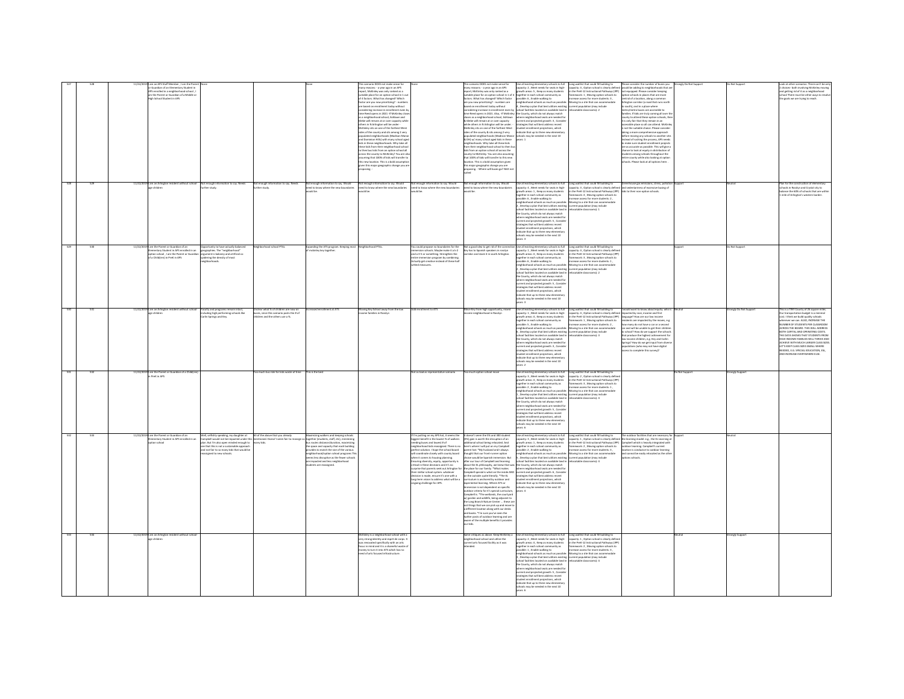| | | | | | | | | | | | | | | | |
|---|---|---|---|---|---|---|---|---|---|---|---|---|---|---|---|
| 527 | 528 | 11/22/2019 | I am an APS Staff Member , I am the Parent or Guardian of an Elementary Student in APS enrolled in a neighborhood school , I am the Parent or Guardian of a Middle or High School Student in APS | None | | None | This scenario DOES not make sense for many reasons - a year ago in an APS report, McKinley was only ranked as a suitable place for an option school in 1 out of 4 factors. What has changed? Which factor are you now prioritizing? - numbers are based on enrollment today without considering increase in enrollment even by time Reed opens in 2021. Also, if McKinley closes as a neighborhood school, Ashlawn and Glebe will remain at or over capacity while others in N Arlington will be under. McKinley sits on one of the farthest West sides of the county & sits among 2 very populated neighborhoods (Madison Manor and Dominion Hills) with many school aged kids in these neighborhoods. Why take all these kids from their neighborhood school to then bus kids from an option school all across the county to McKinley? You are also assuming that 100% of kids will transfer to this new location. This is a bold assumption given this major geographic change you are proposing. - | None | This scenario DOES not make sense for many reasons - a year ago in an APS report, McKinley was only ranked as a suitable place for an option school in 1 of 4 factors. What has changed? Which factor are you now prioritizing? - numbers are based on enrollment today without considering increase in enrollment even by time Reed opens in 2021. Also, if McKinley closes as a neighborhood school, Ashlawn & Glebe will remain at or over capacity while others in N Arlington will be under. McKinley sits on one of the farthest West sides of the county & sits among 2 very populated neighborhoods (Madison Manor & DH) w/ many school aged kids in these neighborhoods. Why take all these kids from their neighborhood school to then bus kids from an option school all across the county to McKinley. You are also assuming that 100% of kids will transfer to this new location. This is a bold assumption given this major geographic change you are proposing. - Where will buses go? Not yet vetted | Use all existing elementary schools to full capacity: 2 , Meet needs for seats in high-growth areas: 5 , Keep as many students together in each school community as possible: 4 , Enable walking to neighborhood schools as much as possible: 6 , Develop a plan that best utilizes existing school facilities located on available land in the County, which do not always match where neighborhood seats are needed for current and projected growth: 3 , Consider strategies that will best address recent student enrollment projections, which indicate that up to three new elementary schools may be needed in the next 10 years: 1 | Long waitlist that could fill building to capacity: 3 , Option school is clearly defined in the PreK-12 Instructional Pathways (IPP) framework: 1 , Moving option schools to increase access for more students: 4 , Moving to a site that can accommodate current population (may include relocatable classrooms): 2 | Please consider the number of buses you would be adding to neighborhoods that are not equipped. Please consider keeping option schools in places that are more central of a location, along a common Arlington corridor (a road that runs north to south), and in a place where metro/metro buses are accessible to families. If kids are truly coming all over the county to attend these option schools, then it is only fair that they remain in an accessible place to all. McKinley is not the suitable choice. Please consider taking a more comprehensive approach before moving any schools to another site instead of rushing the process. APS needs to make sure student enrollment projects are as accurate as possible. This will give a chance to look at equity in distribution of students among schools throughout the entire county while also looking at option schools. Please look at all options here. | Strongly Do Not Support | Do Not Support | Look at other scenarios. There can't be only 2 choices- both involving McKinley moving and getting rid of it as a neighborhood school There must be other ways to resolve the goals we are trying to reach. |
| 528 | 529 | 11/22/2019 | I am an Arlington resident without school-age children | Not enough information to say. Needs further study. | Not enough information to say. Needs further study. | Not enough information to say. Would need to know where the new boundaries would be. | Not enough information to say. Would need to know where the new boundaries would be. | Not enough information to say. Would need to know where the new boundaries would be. | Not enough information to say. Would need to know where the new boundaries would be. | Use all existing elementary schools to full capacity: 4 , Meet needs for seats in high-growth areas: 1 , Keep as many students together in each school community as possible: 6 , Enable walking to neighborhood schools as much as possible: 2 , Develop a plan that best utilizes existing school facilities located on available land in the County, which do not always match where neighborhood seats are needed for current and projected growth: 5 , Consider strategies that will best address recent student enrollment projections, which indicate that up to three new elementary schools may be needed in the next 10 years: 3 | Long waitlist that could fill building to capacity: 4 , Option school is clearly defined in the PreK-12 Instructional Pathways (IPP) framework: 3 , Moving option schools to increase access for more students: 2 , Moving to a site that can accommodate current population (may include relocatable classrooms): 1 | Greenhouse gas emissions, stress, pollution and sedentariness of excessive busing of kids to their non-option schools. | Support | Neutral | Plan for the construction of elementary schools in Rosslyn and Crystal city to balance the 60% of schools that are within 1 mile of Arlington's western border. |
| 529 | 530 | 11/22/2019 | I am the Parent or Guardian of an Elementary Student in APS enrolled in an option school , I am the Parent or Guardian of a Child(ren) in PreK in APS | Opportunity to have actually balanced geographies. The "neighborhood" argument is baloney and artificial co sparking the density of most neighborhoods. | Neighborhood school PTAs | Expanding the ATS program. Keeping most of mckinley kids together. | Neighborhood PTAs. | You could propose no boundaries for the immersion schools. Maybe make it a k-2 and a 3-5 or something. Strengthen the entire immersion program by combining. Actually get creative instead of these half witted measures. | Not a good idea to get rid of the connection Key has to Spanish speakers in rosslyn corridor and stack it in south Arlington | Use all existing elementary schools to full capacity: 1 , Meet needs for seats in high-growth areas: 4 , Keep as many students together in each school community as possible: 6 , Enable walking to neighborhood schools as much as possible: 5 , Develop a plan that best utilizes existing school facilities located on available land in the County, which do not always match where neighborhood seats are needed for current and projected growth: 2 , Consider strategies that will best address recent student enrollment projections, which indicate that up to three new elementary schools may be needed in the next 10 years: 3 | Long waitlist that could fill building to capacity: 1 , Option school is clearly defined in the PreK-12 Instructional Pathways (IPP) framework: 3 , Moving option schools to increase access for more students: 4 , Moving to a site that can accommodate current population (may include relocatable classrooms): 2 | | Support | Do Not Support | |
| 530 | 531 | 11/22/2019 | I am an Arlington resident without school-age children | Equity and programs remain intact, including high performing schools like Carlin Springs and Key. | Unclear what % of children are now on buses, since this scenario posts the # of children and the others use a %. | Increased enrollment at ATS | Moving Key School away from the low-income families in Rosslyn | Add enrollment to ATS | Move Key from high opportunity, mixed income neighborhood in Rosslyn | Use all existing elementary schools to full capacity: 1 , Meet needs for seats in high-growth areas: 6 , Keep as many students together in each school community as possible: 3 , Enable walking to neighborhood schools as much as possible: 5 , Develop a plan that best utilizes existing school facilities located on available land in the County, which do not always match where neighborhood seats are needed for current and projected growth: 4 , Consider strategies that will best address recent student enrollment projections, which indicate that up to three new elementary schools may be needed in the next 10 years: 2 | Long waitlist that could fill building to capacity: 4 , Option school is clearly defined in the PreK-12 Instructional Pathways (IPP) framework: 1 , Moving option schools to increase access for more students: 2 , Moving to a site that can accommodate current population (may include relocatable classrooms): 3 | I would want to know about equity: who is impacted by race, income and first language? How are our low-income residents are impacted by the moves, e.g. how many do not have a car in a second car and will be unable to get their children to school? How do we support the schools that produce the highest achievement for low income families, e.g. Key and Carlin Springs? How do we get input from diverse populations (who may not have digital access to complete this survey)? | Neutral | Strongly Do Not Support | This is a TINY County of 26 square miles. Our transportation budget is a minimal cost. I think we build quality schools wherever we can. ALSO, INCREASE THE NUMBER OF STUDENTS PER CLASSROOM ACROSS THE BOARD. THIS WILL ADDRESS BOTH CAPITAL AND OPERATING COSTS. THE DATA SHOWS THAT STUDENTS FROM HIGH INCOME FAMILIES WILL THRIVE AND ACHIEVE WITH MUCH LARGER CLASS SIZES. LET'S KEEP CLASS SIZES SMALL WHERE NEEDED, E.G. SPECIAL EDUCATION, ESL, AND INCREASE EVERYWHERE ELSE. |
| 531 | 532 | 11/22/2019 | I am the Parent or Guardian of a Child(ren) in PreK in APS | | Too much bus ride for kids waste of time | This is the best | | Not as bad as representative scenario | Too much option school move | Use all existing elementary schools to full capacity: 3 , Meet needs for seats in high-growth areas: 4 , Keep as many students together in each school community as possible: 5 , Enable walking to neighborhood schools as much as possible: 2 , Develop a plan that best utilizes existing school facilities located on available land in the County, which do not always match where neighborhood seats are needed for current and projected growth: 1 , Consider strategies that will best address recent student enrollment projections, which indicate that up to three new elementary schools may be needed in the next 10 years: 6 | Long waitlist that could fill building to capacity: 2 , Option school is clearly defined in the PreK-12 Instructional Pathways (IPP) framework: 3 , Moving option schools to increase access for more students: 1 , Moving to a site that can accommodate current population (may include relocatable classrooms): 4 | | Do Not Support | Strongly Support | |
| 532 | 533 | 11/22/2019 | I am the Parent or Guardian of an Elementary Student in APS enrolled in an option school | Well, selfishly speaking, my daughter at Campbell would not be impacted under this plan. But I'm also open minded enough to see that this is not a sustainable approach and not fair to so many kids that would be reassigned to new schools. | All of the above that you already mentioned. Doesn't seem fair to reassign so many kids. | Maintaining walkers and keeping schools together (students, staff, etc), maximizing bus routes distance/duration, maximizing the space and capacity that each building provides to match the size of the various neighborhood/option school programs This seems less disruptive as the fewer schools are impacted and less neighborhood students are reassigned. | | If I'm putting on my APS hat, it seems the biggest benefit is the lowest % of walkers needing buses and lowest # of neighborhood kids reassigned. There is no perfect solution. I hope the school board will coordinate closely with county board when it comes to housing planning. Ensuring diversity, equity, opportunity is critical in these decisions and it's no surprise that parents seek out Arlington for their stellar school system, whatever decision is made, ensure it's one with a long-term vision to address what will be a ongoing challenge for APS. | It doesn't seem the 5% and 300 student (3%) gain is worth the disruption of an additional school being relocated. And here's where I will put on my Campbell parent hat: "My husband and I always thought that our front-runner option choice would be Spanish immersion. But after our tour of Campbell and learning about the EL philosophy, we knew that was the place for our family. "What makes Campbell special is what's on the inside AND on the outside quite literally. "The EL curriculum is anchored by outdoor and experiential learning. Where ATS or Immersion is not dependent on specific outdoor criteria for it's special curriculum, Campbell is. "The wetlands, the courtyard w/ garden and wildlife, being adjacent to the Long Branch Nature Center... these are not things that we can pick up and move to a different location along with our desks and books. "I'm sure you've seen the better posts of outdoor learning and are aware of the multiple benefits it provides our kids. | Use all existing elementary schools to full capacity: 5 , Meet needs for seats in high-growth areas: 1 , Keep as many students together in each school community as possible: 6 , Enable walking to neighborhood schools as much as possible: 2 , Develop a plan that best utilizes existing school facilities located on available land in the County, which do not always match where neighborhood seats are needed for current and projected growth: 4 , Consider strategies that will best address recent student enrollment projections, which indicate that up to three new elementary schools may be needed in the next 10 years: 3 | Long waitlist that could fill building to capacity: 1 , Option school is clearly defined in the PreK-12 Instructional Pathways (IPP) framework: 2 , Moving option schools to increase access for more students: 3 , Moving to a site that can accommodate current population (may include relocatable classrooms): 4 | The outdoor facilities that are necessary for the learning model, e.g., the EL learning at Campbell which is heavily integrated with outdoor learning. Campbell's current location is conducive to outdoor learning and cannot be easily relocated as the other options schools. | Support | Neutral | |
| 533 | 534 | 11/22/2019 | I am an Arlington resident without school-age children | | | | McKinley is a neighborhood school with a very strong identity and esprit de corps. It was renovated specifically with an arts focus in mind and it is a shameful waste of money to turn it into ATS which has no need of arts focused infrastructure. | | Same critiques as above. Keep McKinley a neighborhood school and utilize the current arts focused facility as it was intended. | Use all existing elementary schools to full capacity: 2 , Meet needs for seats in high-growth areas: 4 , Keep as many students together in each school community as possible: 1 , Enable walking to neighborhood schools as much as possible: 3 , Develop a plan that best utilizes existing school facilities located on available land in the County, which do not always match where neighborhood seats are needed for current and projected growth: 5 , Consider strategies that will best address recent student enrollment projections, which indicate that up to three new elementary schools may be needed in the next 10 years: 6 | Long waitlist that could fill building to capacity: 1 , Option school is clearly defined in the PreK-12 Instructional Pathways (IPP) framework: 2 , Moving option schools to increase access for more students: 3 , Moving to a site that can accommodate current population (may include relocatable classrooms): 4 | | Neutral | Strongly Support | |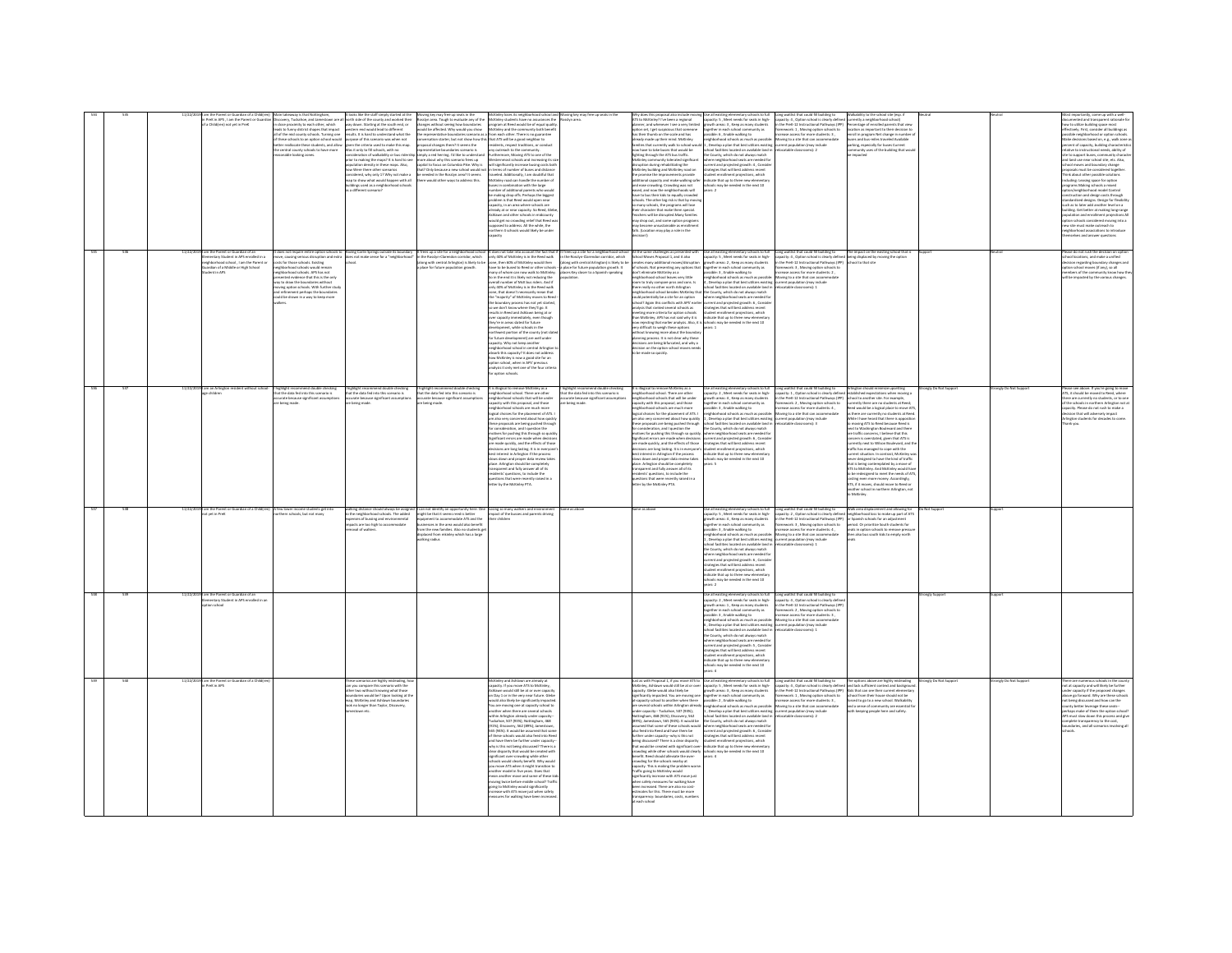| | | | | | | | | | | | | | | | |
|---|---|---|---|---|---|---|---|---|---|---|---|---|---|---|---|
| 534 | 535 | 11/22/2019 | I am the Parent or Guardian of a Child(ren) in PreK in APS ; I am the Parent or Guardian of a Child(ren) not yet in PreK | Main takeaway is that Nottingham, Discovery, Tuckahoe, and Jamestown are all in close proximity to each other, which leads to funny district shapes that impact all of the mid county schools. Turning one of these schools to an option school would better reallocate these students, and allow the central county schools to have more reasonable looking zones. | It looks like the staff simply started at the north side of the county and worked their way down. Starting at the south end, or western end would lead to different results. It is hard to understand what the purpose of this scenario was when not given the criteria used to make this map. Was it only to fill schools, with no consideration of walkability or bus ridership prior to making the maps? It is hard to see population density in these maps. Also, how were these other scenarios considered, why only 1? Why not make a map to show what would happen with all buildings used as a neighborhood schools as a different scenario? | Moving key may free up seats in the Rosslyn area. Tough to evaluate any of the changes without seeing how boundaries would be affected. Why would you chose the representative boundaries scenario as a conversation starter, but not show how this proposal changes these? It seems the representative boundaries scenario is simply a red herring. I'd like to understand more about why this scenario frees up capital to focus on Columbia Pike. Why is that? Only because a new school would not be needed in the Rosslyn area? It seems there would other ways to address this. | McKinley loses its neighborhood school and McKinley students have no assurances the program at Reed would be of equal quality. McKinley and the community both benefit from each other. There is no guarantee that ATS will be a good neighbor to residents; respect traditions, or conduct any outreach to the community. Furthermore, Moving ATS to one of the Westernmost schools and increasing its size will significantly increase busing costs both in terms of number of buses and distance traveled. Additionally, I am doubtful that McKinley could can handle the number of buses in combination with the large number of additional parents who would be making drop offs. Perhaps the biggest problem is that Reed would open new capacity, in an area where schools are already at or near capacity. So Reed, Glebe, Ashlawn and other schools in midcounty would get no crowding relief that Reed was supposed to address. All the while, the northern 6 schools would likely be under capacity. | Moving key may free up seats in the Rosslyn area. | Why does this proposal also include moving ATS to McKinley? I've been a regional planner, and whenever I see a very limited option set, I get suspicious that someone has their thumb on the scale and has already made up their mind. McKinley families that currently walk to school would now have to take buses that would be fighting through the ATS bus traffic. McKinley community tolerated significant disruption during rehabilitating the McKinley building and McKinley was on the promise the improvements provide additional capacity and make walking safer and ease crowding. Crowding was not eased, and now the neighborhoods will have to bus their kids to equally crowded schools. The other big risk is that by moving so many schools, the programs will lose their character that make them special. Teachers will be disrupted. Many families may drop out, and some option programs may become unsustainable as enrollment falls. (Location may play a role in the decision!) | Use all existing elementary schools to full capacity: 5 ; Meet needs for seats in high-growth areas: 3 ; Keep as many students together in each school community as possible: 4 ; Enable walking to neighborhood schools as much as possible: 1 ; Develop a plan that best utilizes existing school facilities located on available land in the County, which do not always match where neighborhood seats are needed for current and projected growth: 6 ; Consider strategies that will best address recent student enrollment projections, which indicate that up to three new elementary schools may be needed in the next 10 years: 2 | Long waitlist that could fill building to capacity: 3 ; Option school is clearly defined in the PreK-12 Instructional Pathways (IPP) framework: 1 ; Moving option schools to increase access for more students: 4 ; Moving to a site that can accommodate current population (may include relocatable classrooms): 2 | Walkability to the school site (esp. if currently a neighborhood school) Percentage of enrolled parents that view location as important to their decision to enroll in program Net change in number of buses and bus miles traveled Available parking, especially for buses Current community uses of the building that would be impacted | Neutral | Neutral | Most importantly, come up with a well-documented and transparent rationale for how to utilize building space most effectively. First, consider all buildings as possible neighborhood or option schools. Make decisions based on, e.g., walk score or percent of capacity, building characteristics relative to instructional needs, ability of site to support buses, community character and land use near school site, etc. Also, school moves and boundary change proposals must be considered together. Think about other possible solutions including creating space for option programs Making schools a mixed option/neighborhood model Control construction and design costs through standardized designs. Design for flexibility such as to later add another level on a building. Get better at making long-range population and enrollment projections All option schools considered moving into a new site must make outreach to neighborhood associations to introduce themselves and answer questions |
| 535 | 536 | 11/22/2019 | I am the Parent or Guardian of an Elementary Student in APS enrolled in a neighborhood school ; I am the Parent or Guardian of a Middle or High School Student in APS | It does not require entire option schools to move, causing serious disruption and extra costs for those schools. Existing neighborhood schools would remain neighborhood schools. APS has not presented evidence that this is the only way to draw the boundaries without moving option schools. With further study and refinement perhaps the boundaries could be drawn in a way to keep more walkers. | Having Carlin Springs outside its boundary does not make sense for a "neighborhood" school. | It frees up a site for a neighborhood school in the Rosslyn-Clarendon corridor, which (along with central Arlington) is likely to be a place for future population growth. | It does not take into account the fact that if only 60% of McKinley is in the Reed walk zone, then 40% of McKinley would then have to be bused to Reed or other schools -- many of whom are now walk to McKinley. So in the end it is likely not reducing the overall number of McKinley bus riders. And if only 60% of McKinley is in the Reed walk zone, that doesn't necessarily mean that the "majority" of McKinley moves to Reed-- the boundary process has not yet started, so we don't know where they'll go. It results in Reed and Ashlawn being at or over capacity immediately, even though they're in areas slated for future development, while schools in the northwest portion of the county (not slated for future development) are well under capacity. Why not keep another neighborhood school in central Arlington to absorb this capacity? It does not address how McKinley is now a good site for an option school, when in APS previous analysis it only met one of the four criteria for option schools. | It frees up a site for a neighborhood school in the Rosslyn-Clarendon corridor, which (along with central Arlington) is likely to be a place for future population growth. It places Key closer to a Spanish-speaking population. | All the same challenges as presented with School Moves Proposal 1, and it also creates many additional moves/disruption of schools. Not presenting any options that don't eliminate McKinley as a neighborhood school leaves very little room to truly compare pros and cons. Is there really no other north Arlington neighborhood school besides McKinley that could potentially be a site for an option school? Again this conflicts with APS' earlier analysis that ranked several schools as meeting more criteria for option schools than McKinley. APS has not said why it is now rejecting that earlier analysis. Also, it is very difficult to weigh these options without knowing more about the boundary planning process. It is not clear why these decisions are being bifurcated, and why a decision on the option school moves needs to be made so quickly. | Use all existing elementary schools to full capacity: 5 ; Meet needs for seats in high-growth areas: 2 ; Keep as many students together in each school community as possible: 3 ; Enable walking to neighborhood schools as much as possible: 4 ; Develop a plan that best utilizes existing school facilities located on available land in the County, which do not always match where neighborhood seats are needed for current and projected growth: 6 ; Consider strategies that will best address recent student enrollment projections, which indicate that up to three new elementary schools may be needed in the next 10 years: 1 | Long waitlist that could fill building to capacity: 4 ; Option school is clearly defined in the PreK-12 Instructional Pathways (IPP) framework: 1 ; Moving option schools to increase access for more students: 2 ; Moving to a site that can accommodate current population (may include relocatable classrooms): 1 | The impact on the existing school that is being displaced by moving the option school to that site | Support | Neutral | Please do not rush the decision on option school locations, and make a unified decision regarding boundary changes and option school moves (if any), so all members of the community know how they will be impacted by the various changes. |
| 536 | 537 | 11/22/2019 | I am an Arlington resident without school-age children | I highlight recommend double checking that the data fed into this scenario is accurate because significant assumptions are being made. | I highlight recommend double checking that the data fed into this scenario is accurate because significant assumptions are being made. | I highlight recommend double checking that the data fed into this scenario is accurate because significant assumptions are being made. | It is illogical to remove McKinley as a neighborhood school. There are other neighborhood schools that will be under capacity with this proposal, and those neighborhood schools are much more logical choices for the placement of ATS. I am also very concerned about how quickly these proposals are being pushed through for consideration, and I question the motives for pushing this through so quickly. Significant errors are made when decisions are made quickly, and the effects of those decisions are long lasting. It is in everyone's best interest in Arlington if the process slows down and proper data review takes place. Arlington should be completely transparent and fully answer all of its residents' questions, to include the questions that were recently raised in a letter by the McKinley PTA. | I highlight recommend double checking that the data fed into this scenario is accurate because significant assumptions are being made. | It is illogical to remove McKinley as a neighborhood school. There are other neighborhood schools that will be under capacity with this proposal, and those neighborhood schools are much more logical choices for the placement of ATS. I am also very concerned about how quickly these proposals are being pushed through for consideration, and I question the motives for pushing this through so quickly. Significant errors are made when decisions are made quickly, and the effects of those decisions are long lasting. It is in everyone's best interest in Arlington if the process slows down and proper data review takes place. Arlington should be completely transparent and fully answer all of its residents' questions, to include the questions that were recently raised in a letter by the McKinley PTA. | Use all existing elementary schools to full capacity: 2 ; Meet needs for seats in high-growth areas: 4 ; Keep as many students together in each school community as possible: 3 ; Enable walking to neighborhood schools as much as possible: 1 ; Develop a plan that best utilizes existing school facilities located on available land in the County, which do not always match where neighborhood seats are needed for current and projected growth: 6 ; Consider strategies that will best address recent student enrollment projections, which indicate that up to three new elementary schools may be needed in the next 10 years: 5 | Long waitlist that could fill building to capacity: 4 ; Option school is clearly defined in the PreK-12 Instructional Pathways (IPP) framework: 2 ; Moving option schools to increase access for more students: 3 ; Moving to a site that can accommodate current population (may include relocatable classrooms): 1 | Arlington should minimize upsetting established expectations when moving a school to another site. For example, currently there are no students at Reed, there would be a logical place to move ATS, as there are currently no students at Reed. While I have heard that there is opposition to moving ATS to Reed because Reed is next to Washington Boulevard and there are traffic concerns, I believe that this concern is overstated, given that ATS is currently next to Wilson Boulevard, and the traffic has managed to cope with the current situation. In contrast, McKinley was never designed to have the kind of traffic that is being contemplated by a move of ATS to McKinley. And McKinley would have to be redesigned to meet the needs of ATS, costing even more money. Accordingly, ATS, if it moves, should move to Reed or another school in northern Arlington, not to McKinley. | Strongly Do Not Support | Strongly Do Not Support | Please see above. If you're going to move ATS, it should be moved to Reed, where there are currently no students, or to one of the schools in northern Arlington not at capacity. Please do not rush to make a decision that will adversely impact Arlington students for decades to come. Thank you. |
| 537 | 538 | 11/22/2019 | I am the Parent or Guardian of a Child(ren) not yet in PreK | A few lower income students get into northern schools, but not many. | walking distance should always be assigned to the neighborhood schools. The added expenses of busing and environmental impacts are too high to accommodate removal of walkers. | I can not identify an opportunity here. One might be that it seems need is better equipment to accommodate ATS and the businesses in the area would also benefit from the new families. Also no students get displaced from Westley which has a large walking radius. | Losing so many walkers and environment impact of the busses and parents driving their children | Same as above | Same as above | Use all existing elementary schools to full capacity: 5 ; Meet needs for seats in high-growth areas: 4 ; Keep as many students together in each school community as possible: 3 ; Enable walking to neighborhood schools as much as possible: 1 ; Develop a plan that best utilizes existing school facilities located on available land in the County, which do not always match where neighborhood seats are needed for current and projected growth: 6 ; Consider strategies that will best address recent student enrollment projections, which indicate that up to three new elementary schools may be needed in the next 10 years: 2 | Long waitlist that could fill building to capacity: 4 ; Option school is clearly defined in the PreK-12 Instructional Pathways (IPP) framework: 2 ; Moving option schools to increase access for more students: 1 ; Moving to a site that can accommodate current population (may include relocatable classrooms): 3 | Walk zone displacement and allowing for neighborhood kids to make up part of ATS or Spanish schools for an adjustment period. Or prioritize South students for seats in option schools to remove pressure there also bus south kids to empty north seats. | Do Not Support | Support | |
| 538 | 539 | 11/22/2019 | I am the Parent or Guardian of an Elementary Student in APS enrolled in an option school | | | | | | | Use all existing elementary schools to full capacity: 3 ; Meet needs for seats in high-growth areas: 1 ; Keep as many students together in each school community as possible: 5 ; Enable walking to neighborhood schools as much as possible: 6 ; Develop a plan that best utilizes existing school facilities located on available land in the County, which do not always match where neighborhood seats are needed for current and projected growth: 5 ; Consider strategies that will best address recent student enrollment projections, which indicate that up to three new elementary schools may be needed in the next 10 years: 4 | Long waitlist that could fill building to capacity: 3 ; Option school is clearly defined in the PreK-12 Instructional Pathways (IPP) framework: 2 ; Moving option schools to increase access for more students: 1 ; Moving to a site that can accommodate current population (may include relocatable classrooms): 4 | | Strongly Support | Support | |
| 539 | 540 | 11/22/2019 | I am the Parent or Guardian of a Child(ren) in PreK in APS | These scenarios are highly misleading, how can you compare this scenario with the other two without knowing what those boundaries would be? Upon looking at the map, McKinley and Ashlawn boundaries look no longer than Taylor, Discovery, Jamestown etc. | | | McKinley and Ashlawn are already at capacity. If you move ATS to McKinley, Ashlawn would still be at or over capacity. Glebe would also likely be significantly impacted. You are moving one at-capacity school to another when there are several schools within Arlington already under capacity-- Tuckahoe, 507 (93%), Nottingham, 888 (93%), Discovery, 562 (89%), Jamestown, 580 (90%). It would be assumed that some of these schools would also feed into Reed and have there be further under capacity--why is this not being discussed? There is a clear disparity that would be created with significant over-crowding while other schools would clearly benefit. Why would you move ATS when it might transition to another model in five years. Does that mean another move and some of these kids moving twice before middle school? Traffic going to McKinley would significantly increase with ATS move just when safety measures for walking have been increased. | | Just as with Proposal 1, if you move ATS to McKinley, Ashlawn would still be at or over capacity. Glebe would also likely be significantly impacted. You are moving one at-capacity school to another when there are several schools within Arlington already under capacity -- Tuckahoe, 507 (93%), Nottingham, 888 (93%), Discovery, 562 (89%), Jamestown, 580 (90%). It would be assumed that some of these schools would also feed into Reed and have there be further under capacity-why is this not being discussed? There is a clear disparity that would be created with significant over-crowding while other schools would clearly benefit. Reed should alleviate the over-crowding for the schools nearby at capacity. This is making the problem worse. Traffic going to McKinley would significantly increase with ATS move just when safety measures for walking have been increased. There are also no cost-estimates for this. There must be more transparency: boundaries, costs, numbers at each school | Use all existing elementary schools to full capacity: 5 ; Meet needs for seats in high-growth areas: 3 ; Keep as many students together in each school community as possible: 2 ; Enable walking to neighborhood schools as much as possible: 1 ; Develop a plan that best utilizes existing school facilities located on available land in the County, which do not always match where neighborhood seats are needed for current and projected growth: 6 ; Consider strategies that will best address recent student enrollment projections, which indicate that up to three new elementary schools may be needed in the next 10 years: 4 | Long waitlist that could fill building to capacity: 3 ; Option school is clearly defined in the PreK-12 Instructional Pathways (IPP) framework: 4 ; Moving option schools to increase access for more students: 1 ; Moving to a site that can accommodate current population (may include relocatable classrooms): 2 | The options above are highly misleading and lack sufficient context and background. Kids that can see their current elementary school from their house should not be forced to go to a new school. Walkability and a sense of community are essential for both keeping people here and safety. | Strongly Do Not Support | Strongly Do Not Support | There are numerous schools in the county not at capacity and will likely be further under capacity if the proposed changes do go forward. Shifting many of these schools not being discussed and how can the county better leverage these ones-- perhaps make of them the option school? APS must slow down this process and give complete transparency to the cost, boundaries, and all scenarios involving all schools. |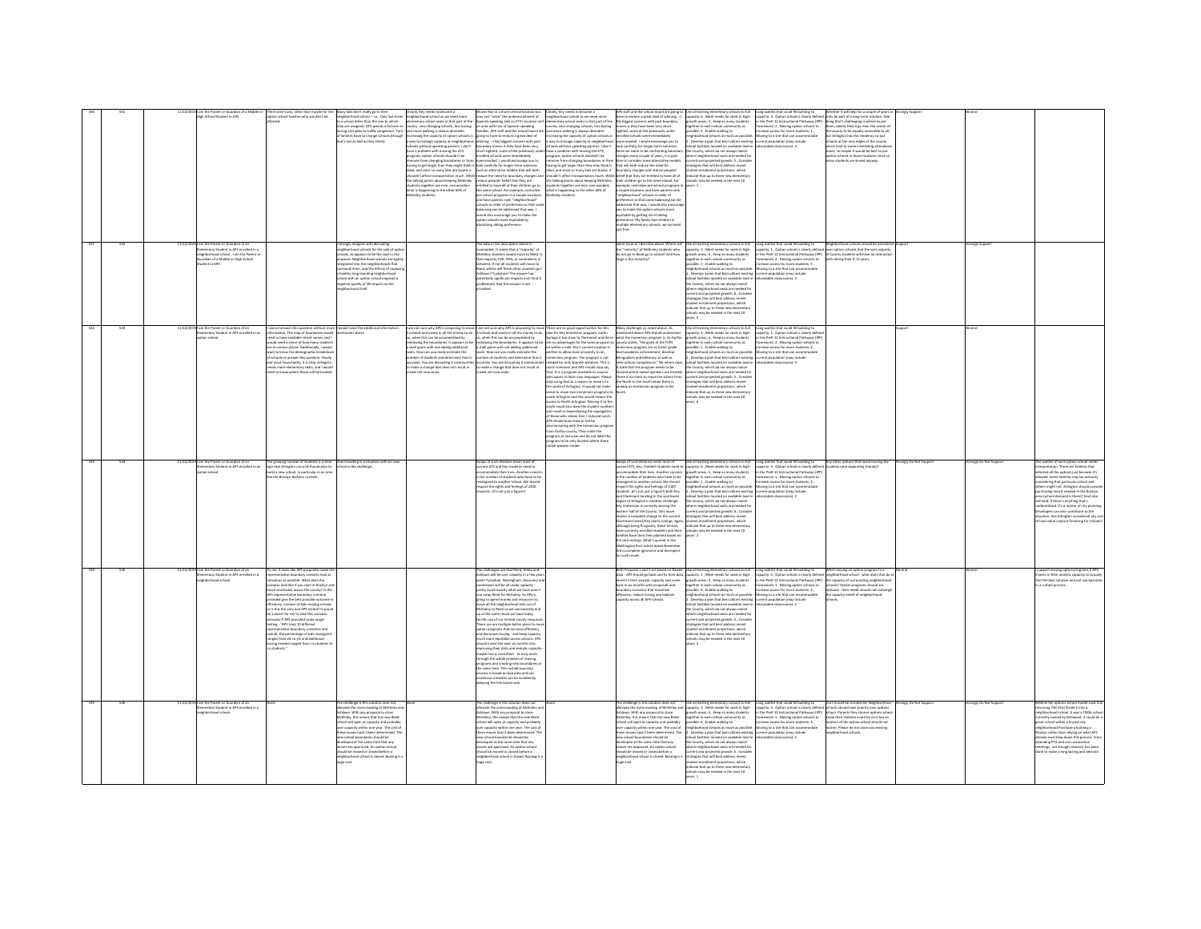| | | Date | Respondent | Rating 1 | Rating 2 |
|---|---|---|---|---|---|
| 540 | 541 | 11/22/2019 | I am the Parent or Guardian of a Middle or High School Student in APS | Strongly Support | Neutral |
| 541 | 542 | 11/22/2019 | I am the Parent or Guardian of an Elementary School Student in APS enrolled in a neighborhood school, I am the Parent or Guardian of a Middle or High School Student in APS | Support | Strongly Support |
| 542 | 543 | 11/22/2019 | I am the Parent or Guardian of an Elementary School Student in APS enrolled in an option school | Support | Neutral |
| 543 | 544 | 11/22/2019 | I am the Parent or Guardian of an Elementary School Student in APS enrolled in an option school | Strongly Do Not Support | Strongly Do Not Support |
| 544 | 545 | 11/22/2019 | I am the Parent or Guardian of an Elementary School Student in APS enrolled in a neighborhood school | Neutral | Neutral |
| 545 | 546 | 11/22/2019 | I am the Parent or Guardian of an Elementary School Student in APS enrolled in a neighborhood school | Strongly Do Not Support | Strongly Do Not Support |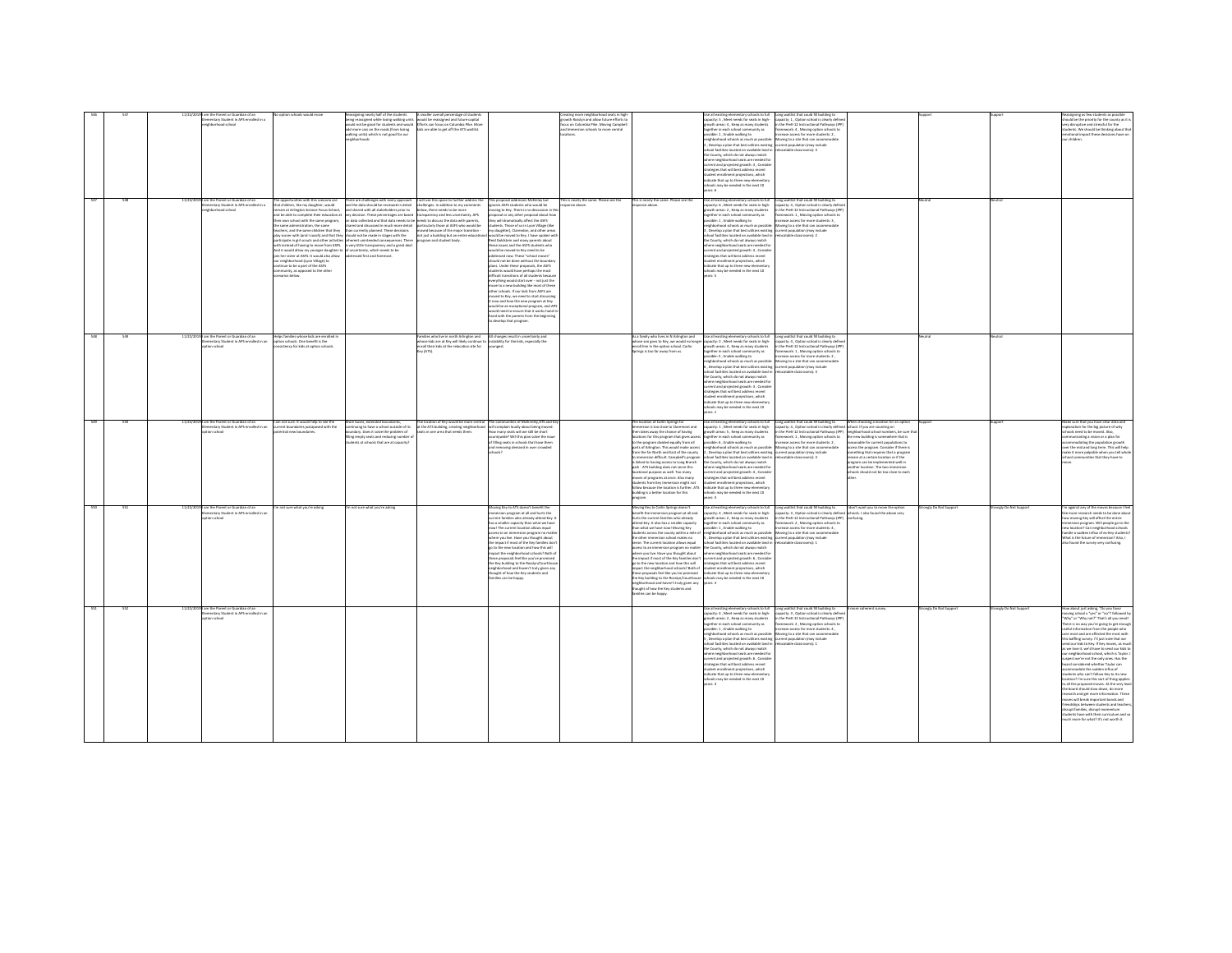| | | | | | | | | | | | | | | | |
|---|---|---|---|---|---|---|---|---|---|---|---|---|---|---|---|
| 546 | 547 | 11/22/2019 | I am the Parent or Guardian of an Elementary Student in APS enrolled in a neighborhood school | No option schools would move | Reassigning nearly half of the students being reassigned while losing walking units would not be good for students and would add more cars on the roads (from losing walking units) which is not good for our neighborhoods. | A smaller overall percentage of students would be reassigned and future capital efforts can focus on Columbia Pike. More kids are able to get off the ATS waitlist. | | Creating more neighborhood seats in high-growth Rosslyn and allow future efforts to focus on Columbia Pike. Moving Campbell and Immersion schools to more central locations. | | Use all existing elementary schools to full capacity: 5 , Meet needs for seats in high-growth areas : 3 , Keep as many students together in each school community as possible: 1 , Enable walking to neighborhood schools as much as possible: 2 , Develop a plan that best utilizes existing school facilities located on available land in the County, which do not always match where neighborhood seats are needed for current and projected growth: 3 , Consider strategies that will best address recent student enrollment projections, which indicate that up to three new elementary schools may be needed in the next 10 years: 6 | Long waitlist that could fill building to capacity: 1 , Option school is clearly defined in the PreK-12 Instructional Pathways (IPP) framework: 4 , Moving option schools to increase access for more students: 2 , Moving to a site that can accommodate current population (may include relocatable classrooms): 3 | | Support | Support | Reassigning as few students as possible should be the priority for the county as it is very disruptive and stressful for the students. We should be thinking about that emotional impact these decisions have on our children. |
| 547 | 548 | 11/22/2019 | I am the Parent or Guardian of an Elementary Student in APS enrolled in a neighborhood school | The opportunities with this scenario are that children, like my daughter, would remain at Arlington Science Focus School, and be able to complete their education at their own school with the same program, the same administration, the same teachers, and the same children that they play soccer with (and I coach) and that they participate in girl scouts and other activities with instead of having to move from ASFS. And it would allow my younger daughter to join her sister at ASFS. It would also allow our neighborhood (Lyon Village) to continue to be a part of the ASFS community, as opposed to the other scenarios below. | There are challenges with every approach and the data should be reviewed in detail and shared with all stakeholders prior to any decision. These percentages are based on data collected and that data needs to be shared and discussed in much more detail than currently planned. These decisions should not be made in stages with the inherent unintended consequences. There is very little transparency and a great deal of uncertainty, which needs to be addressed first and foremost. | I will use this space to further address the challenges. In addition to my comments below, there needs to be more transparency and less uncertainty. APS needs to discuss the data with parents, particularly those at ASFS who would be moved because of the major transition - not just a building but an entire educational program and student body. | This proposal addresses NOTHING but ignores ASFS students who would be moving to Key. There is no discussion in this proposal or any other proposal about how they will dramatically affect the ASFS students. Those of us in Lyon Village (like my daughter), Clarendon, and other areas would be moved to Key. I have spoken with Reed Bainbridge and many parents about these issues and the ASFS students who would be moved to Key need to be addressed now. These "school moves" should not be done without the boundary plans. Under these proposals, the ASFS students would have perhaps the most difficult transitions of all students because everything would start over - not just the move to a new building like most of these other schools. If our kids from ASFS are moved to Key, we need to start discussing it now and how the new program at Key would be an exceptional program, and APS would need to ensure that it works hand-in-hand with the parents from the beginning to develop that program. | This is nearly the same. Please see the response above. | This is nearly the same. Please see the response above. | Use all existing elementary schools to full capacity: 6 , Meet needs for seats in high-growth areas : 2 , Keep as many students together in each school community as possible: 1 , Enable walking to neighborhood schools as much as possible: 4 , Develop a plan that best utilizes existing school facilities located on available land in the County, which do not always match where neighborhood seats are needed for current and projected growth: 3 , Consider strategies that will best address recent student enrollment projections, which indicate that up to three new elementary schools may be needed in the next 10 years: 5 | Long waitlist that could fill building to capacity: 3 , Option school is clearly defined in the PreK-12 Instructional Pathways (IPP) framework: 1 , Moving option schools to increase access for more students: 3 , Moving to a site that can accommodate current population (may include relocatable classrooms): 2 | | Neutral | Neutral | |
| 548 | 549 | 11/22/2019 | I am the Parent or Guardian of an Elementary Student in APS enrolled in an option school | Helps families whose kids are enrolled in option schools. One benefit is the consistency for kids at option schools. | | Families who live in north Arlington and whose kids are at Key will likely continue to enroll their kids at the relocation site for Key (ATS). | All changes result in uncertainty and instability for the kids, especially the youngest. | | As a family who lives in N Arlington and whose son goes to Key, we would no longer enroll him in the option school. Carlin Springs is too far away from us. | Use all existing elementary schools to full capacity: 2 , Meet needs for seats in high-growth areas : 4 , Keep as many students together in each school community as possible: 5 , Enable walking to neighborhood schools as much as possible: 6 , Develop a plan that best utilizes existing school facilities located on available land in the County, which do not always match where neighborhood seats are needed for current and projected growth: 3 , Consider strategies that will best address recent student enrollment projections, which indicate that up to three new elementary schools may be needed in the next 10 years: 1 | Long waitlist that could fill building to capacity: 4 , Option school is clearly defined in the PreK-12 Instructional Pathways (IPP) framework: 1 , Moving option schools to increase access for more students: 2 , Moving to a site that can accommodate current population (may include relocatable classrooms): 3 | | Neutral | Neutral | |
| 549 | 550 | 11/22/2019 | I am the Parent or Guardian of an Elementary Student in APS enrolled in an option school | I am not sure. It would help to see the current boundaries juxtaposed with the potential new boundaries. | More buses, extended boundaries, continuing to have a school outside of its boundary. Does it solve the problem of filling empty seats and reducing number of students at schools that are at capacity? | The location of Key would be more central at the ATS building, creating neighborhood seats in one area that needs them. | The communities of McKinley, ATS and Key will complain loudly about being moved. How many seats will we still be short countywide? Will this plan solve the issue of filling seats in schools that have them and removing demand in over crowded schools? | | The location of Carlin Springs for immersion is too close to Claremont and then takes away the chance of having locations for this program that gives access to the program divided equally from all parts of Arlington. This would make access from the far North and East of the county to immersion difficult. Campbell's program is linked to having access to Long Branch park - ATS building does not serve this locational purpose as well. Too many moves of programs at once. Also many students from Key Immersion might not follow because the location is further. ATS building is a better location for this program. | Use all existing elementary schools to full capacity: 1 , Meet needs for seats in high-growth areas : 5 , Keep as many students together in each school community as possible: 6 , Enable walking to neighborhood schools as much as possible: 2 , Develop a plan that best utilizes existing school facilities located on available land in the County, which do not always match where neighborhood seats are needed for current and projected growth: 4 , Consider strategies that will best address recent student enrollment projections, which indicate that up to three new elementary schools may be needed in the next 10 years: 3 | Long waitlist that could fill building to capacity: 4 , Option school is clearly defined in the PreK-12 Instructional Pathways (IPP) framework: 1 , Moving option schools to increase access for more students: 2 , Moving to a site that can accommodate current population (may include relocatable classrooms): 3 | When choosing a location for an option school: If you are counting on neighborhood school numbers, be sure that the new building is somewhere that is reasonable for current populations to access the program. Consider if there is something that requires that a program remain at a certain location or if the program can be implemented well in another location. The two immersion schools should not be too close to each other. | Support | Support | Make sure that you have clear data and explanation for the big picture of why schools need to be moved. Also, communicating a vision or a plan for accommodating the population growth over the mid and long term. This will help make it more palatable when you tell whole school communities that they have to move. |
| 550 | 551 | 11/22/2019 | I am the Parent or Guardian of an Elementary Student in APS enrolled in an option school | I'm not sure what you're asking | I'm not sure what you're asking | | Moving Key to ATS doesn't benefit the immersion program at all and hurts the current families who already attend Key. It has a smaller capacity than what we have now! The current location allows equal access to an immersion program no matter where you live. Have you thought about the impact if most of the Key families don't go to the new location and how this will impact the neighborhood schools? Both of these proposals feel like you're promoting the Key building to the Rosslyn/Courthouse neighborhood and haven't truly given any thought of how the Key students and families can be happy. | | Moving Key to Carlin Springs doesn't benefit the immersion program at all and hurts the current families who already attend Key. It also has a smaller capacity than what we have now! Moving Key students across the county within a mile of the other immersion school makes no sense. The current location allows equal access to an immersion program no matter where you live. Have you thought about the impact if most of the Key families don't go to the new location and how this will impact the neighborhood schools? Both of these proposals feel like you're promoting the Key building to the Rosslyn/Courthouse neighborhood and haven't truly given any thought of how the Key students and families can be happy. | Use all existing elementary schools to full capacity: 4 , Meet needs for seats in high-growth areas : 2 , Keep as many students together in each school community as possible: 1 , Enable walking to neighborhood schools as much as possible: 5 , Develop a plan that best utilizes existing school facilities located on available land in the County, which do not always match where neighborhood seats are needed for current and projected growth: 6 , Consider strategies that will best address recent student enrollment projections, which indicate that up to three new elementary schools may be needed in the next 10 years: 3 | Long waitlist that could fill building to capacity: 3 , Option school is clearly defined in the PreK-12 Instructional Pathways (IPP) framework: 2 , Moving option schools to increase access for more students: 4 , Moving to a site that can accommodate current population (may include relocatable classrooms): 1 | I don't want you to move the option schools. I also found the above very confusing. | Strongly Do Not Support | Strongly Do Not Support | I'm against any of the moves because I feel like more research needs to be done about how moving Key will affect the entire immersion program. Will people go to the new location? Can neighborhood schools handle a sudden influx of ex-Key students? What is the future of immersion? Also, I also found the survey very confusing. |
| 551 | 552 | 11/22/2019 | I am the Parent or Guardian of an Elementary Student in APS enrolled in an option school | | | | | | | Use all existing elementary schools to full capacity: 4 , Meet needs for seats in high-growth areas : 5 , Keep as many students together in each school community as possible: 2 , Enable walking to neighborhood schools as much as possible: 1 , Develop a plan that best utilizes existing school facilities located on available land in the County, which do not always match where neighborhood seats are needed for current and projected growth: 6 , Consider strategies that will best address recent student enrollment projections, which indicate that up to three new elementary schools may be needed in the next 10 years: 3 | Long waitlist that could fill building to capacity: 3 , Option school is clearly defined in the PreK-12 Instructional Pathways (IPP) framework: 2 , Moving option schools to increase access for more students: 4 , Moving to a site that can accommodate current population (may include relocatable classrooms): 1 | A more coherent survey. | Strongly Do Not Support | Strongly Do Not Support | How about just asking, "Do you favor moving school x "yes" or "no"? followed by "Why" or "Why not?" That's all you need. There is no way you're going to get enough useful information from the people who care most and are affected the most with this baffling survey. I'll just note that we send our kids to Key. If Key moves, as much as we love it, we'd have to send our kids to our neighborhood school, which is Taylor. I suspect we're not the only ones. Has the board considered whether Taylor can accommodate the sudden influx of students who can't follow Key to its new location? I'm sure this sort of thing applies to all the proposed moves. At the very least the board should slow down, do more research and get more information. These moves will break important bonds and friendships between students and teachers, disrupt families, disrupt momentum students have with their curriculum and so much more for what? It's not worth it. |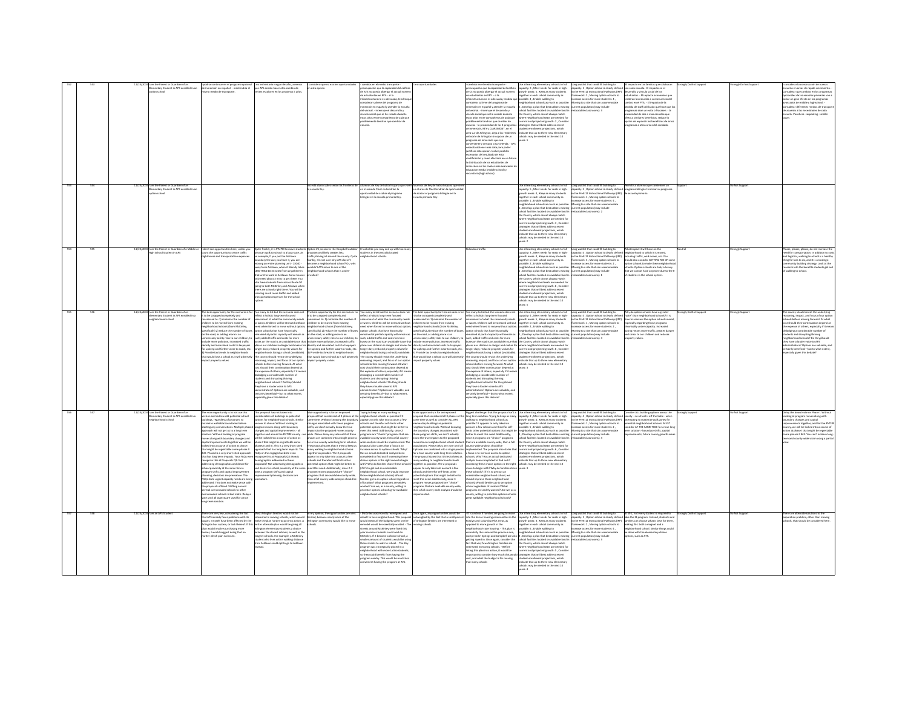| | | | | | | | | | | | | | | | | |
|---|---|---|---|---|---|---|---|---|---|---|---|---|---|---|---|---|
| 552 | 553 | 11/23/2019 | I am the Parent or Guardian of an Elementary Student in APS enrolled in an option school | · podría continuar en el programa opcional de inmersión en español -- manteniendo el mismo medio de transporte. | · no enfrentaría ningún desafío, a menos que APS decida hacer otro cambio de límites escolares en los próximos 5 años. | · considero que no existen oportunidades en esta opción. | · cambios en el medio transporte - preocupación que la capacidad del edificio de ATS no pueda albergar el actual número de estudiantes en KEY - si la infraestructura no es adecuada, tendría que considerar sobre el programa de inmersión en español y atender la escuela del vecindad - interrupe el desarrollo y estudio social que se ha creado durante estos años entre compañeros de aula que posiblemente tendrían que cambiar de escuela. | Cero oportunidades | | · cambios en el medio transporte - preocupación que la capacidad del edificio de ATS no pueda albergar el actual número de estudiantes en KEY - si la infraestructura no es adecuada, tendría que considerar sobre el programa de inmersión en español y atender la escuela del vecindad - interrupe el desarrollo y estudio social que se ha creado durante estos años entre compañeros de aula que posiblemente tendrían que cambiar de escuela - la proximidad de las 2 programas de inmersión, KEY y CLAREMONT, en el área sur de Arlington, deja a los residentes del norte de Arlington sin opción de un programa de inmersión que sea conveniente y cercano a su vivienda. - APS necesita obtener más data para poder justificar esta opción. Incluir posibles escenarios del resultado de esta modificación y como afectarían en un futuro la distribución de los estudiantes de inmersión en los niveles más avanzados de educación media (middle school) y secundaria (high school) | Use all existing elementary schools to full capacity: 3 , Meet needs for seats in high-growth areas: 5 , Keep as many students together in each school community as possible: 4 , Enable walking to neighborhood schools as much as possible: 6 , Develop a plan that best utilizes existing school facilities located on available land in the County, which do not always match where neighborhood seats are needed for current and projected growth: 2 , Consider strategies that will best address recent student enrollment projections, which indicate that up to three new elementary schools may be needed in the next 10 years: 1 | Long waitlist that could fill building to capacity: 3 , Option school is clearly defined in the PreK-12 Instructional Pathways (IPP) framework: 2 , Moving option school to increase access for more students: 4 , Moving to a site that can accommodate current population (may include relocatable classrooms): 1 | El impacto en las familias que colaboran con cada escuela. - El impacto en el desarrollo y la conducta de los estudiantes. - El impacto económico que recibirían las escuelas a consecuencia del cambio en el PTA. - El impacto de la perdida de staff calificado que trabajan en los programas sean un exito o fracasen. - la proximidad de dos o mas escuelas que ofrezca similares beneficios, reduce la opción de expansión los beneficios de estos programas a otras areas del condado. | Strongly Do Not Support | Strongly Do Not Support | · considerar la construcción de nuevas escuelas en áreas de rápido crecimiento. Considerar que cambios en los programas opcionales de las escuelas primarias van a causar un gran efecto en los programas avanzados de middle y highschool. Considerar diferentes medios de transporte de acuerdo a las necesidades de cada escuela. Vouchers - carpooling - smaller buses |
| 553 | 554 | 11/23/2019 | I am the Parent or Guardian of an Elementary Student in APS enrolled in an option school | | | No está clara cuáles serían los frentes de la escuela Key. | Alumnos de Key de habla hispana que viven en el área de Fleet tendrían la oportunidad de acabar el programa bilingüe en la escuela primaria Key. | Alumnos de Key de habla hispana que viven en el área de Fleet tendrían la oportunidad de acabar el programa bilingüe en la escuela primaria Key. | | | Use all existing elementary schools to full capacity: 5 , Meet needs for seats in high-growth areas: 3 , Keep as many students together in each school community as possible: 1 , Enable walking to neighborhood schools as much as possible: 6 , Develop a plan that best utilizes existing school facilities located on available land in the County, which do not always match where neighborhood seats are needed for current and projected growth: 4 , Consider strategies that will best address recent student enrollment projections, which indicate that up to three new elementary schools may be needed in the next 10 years: 2 | Long waitlist that could fill building to capacity: 4 , Option school is clearly defined in the PreK-12 Instructional Pathways (IPP) framework: 1 , Moving option school to increase access for more students: 3 , Moving to a site that can accommodate current population (may include relocatable classrooms): 2 | Permitir a alumnos que comiencen un programa bilingüe terminar su programa en escuela primaria. | Support | Do Not Support | |
| 554 | 555 | 11/23/2019 | I am the Parent or Guardian of a Middle or High School Student in APS | I don't see opportunities here, unless you count the opportunity to create traffic nightmares and transportation expenses. | Quite frankly, it is STUPID to move students who can walk to school to a bus route. As an example, if you put the Ashlawn boundary the way you have it, you are moving an entire planning unit - 13080 - away from Ashlawn, when it literally takes LESS THEN 10 minutes from anywhere in that unit to walk to Ashlawn. Some houses only need about 5 mins to get there. You also have students from across Route 50 going to both McKinley and Ashlawn when there are schools right there. You will be creating much more traffic and added transportation expenses for the school system. | Option #1 preserves the Campbell outdoor program and likely creates less traffic/driving all around the county. Quite frankly, I'm not sure why ATS doesn't become a neighborhood school? Or, why wouldn't ATS move to one of the neighborhood schools that is under-enrolled? | It looks like you may end up with too many students in the centrally located neighborhood schools. | | | Ridiculous traffic. | Use all existing elementary schools to full capacity: 3 , Meet needs for seats in high-growth areas: 6 , Keep as many students together in each school community as possible: 4 , Enable walking to neighborhood schools as much as possible: 2 , Develop a plan that best utilizes existing school facilities located on available land in the County, which do not always match where neighborhood seats are needed for current and projected growth: 5 , Consider strategies that will best address recent student enrollment projections, which indicate that up to three new elementary schools may be needed in the next 10 years: 1 | Long waitlist that could fill building to capacity: 2 , Option school is clearly defined in the PreK-12 Instructional Pathways (IPP) framework: 3 , Moving option school to increase access for more students: 4 , Moving to a site that can accommodate current population (may include relocatable classrooms): 1 | What impact it will have on the neighborhood to which it is moved, including traffic, walk zones, etc. You have got to be smart, and I don't think you should add to the traffic nightmare. Some option schools to make them neighborhood schools. Option schools are truly a luxury that we cannot have anymore due to the # of students in the school system. | Neutral | Strongly Support | Please, please, please, do not increase the need for transportation. In addition to costs and logistics, walking to school is a healthy thing for kids to do, and it is a strong community building strategy. Look at the research into the benefits students get out of walking to school. |
| 555 | 556 | 11/23/2019 | I am the Parent or Guardian of an Elementary Student in APS enrolled in a neighborhood school | The best opportunity for this scenario is for it to be scrapped completely and reexamined to: 1) minimize the number of children to be moved from existing neighborhood schools (from McKinley, specifically) 2) reduce the number of buses on the road, as adding more is an unnecessary safety risk to our children, to include more pollution, increased traffic density and associated costs to taxpayers for upkeep and further wear to roads, etc. 3) Provide tax breaks to neighborhoods that would lose a school as it will adversely impact property values. | Too many to list but the scenario does not reflect a holistic long-term focused assessment of what the community needs or wants. Children will be stressed without need when forced to move without options; option schools that have historically remained at partial capacity will remain as such; added traffic and costs for more buses on the road is an avoidable issue that places our children in danger and makes for longer days; reduced property values for neighborhoods losing a school (avoidable). The county should revisit the underlying reasoning, impact, and focus of our option schools before moving forward. At what cost should their continuation depend at the expense of others, especially if it means dislodging a considerable number of students and disrupting thriving neighborhood schools? Do they/should they have a louder voice to APS administrators? Options are valuable, and certainly beneficial—but to what extent, especially given this debate? | The best opportunity for this scenario is for it to be scrapped completely and reexamined to: 1) minimize the number of children to be moved from existing neighborhood schools (from McKinley, specifically) 2) reduce the number of buses on the road, as adding more is an unnecessary safety risk to our children, to include more pollution, increased traffic density and associated costs to taxpayers for upkeep and further wear to roads, etc. 3) Provide tax breaks to neighborhoods that would lose a school as it will adversely impact property values. | Too many to list but the scenario does not reflect a holistic long-term focused assessment of what the community needs or wants. Children will be stressed without need when forced to move without options; option schools that have historically remained at partial capacity will remain as such; added traffic and costs for more buses on the road is an avoidable issue that places our children in danger and makes for longer days; reduced property values for neighborhoods losing a school (avoidable). The county should revisit the underlying reasoning, impact, and focus of our option schools before moving forward. At what cost should their continuation depend at the expense of others, especially if it means dislodging a considerable number of students and disrupting thriving neighborhood schools? Do they/should they have a louder voice to APS administrators? Options are valuable, and certainly beneficial—but to what extent, especially given this debate? | The best opportunity for this scenario is for it to be scrapped completely and reexamined to: 1) minimize the number of children to be moved from existing neighborhood schools (from McKinley, specifically) 2) reduce the number of buses on the road, as adding more is an unnecessary safety risk to our children, to include more pollution, increased traffic density and associated costs to taxpayers for upkeep and further wear to roads, etc. 3) Provide tax breaks to neighborhoods that would lose a school as it will adversely impact property values. | | Too many to list but the scenario does not reflect a holistic long-term focused assessment of what the community needs or wants. Children will be stressed without need when forced to move without options; option schools that have historically remained at partial capacity will remain as such; added traffic and costs for more buses on the road is an avoidable issue that places our children in danger and makes for longer days; reduced property values for neighborhoods losing a school (avoidable). The county should revisit the underlying reasoning, impact, and focus of our option schools before moving forward. At what cost should their continuation depend at the expense of others, especially if it means dislodging a considerable number of students and disrupting thriving neighborhood schools? Do they/should they have a louder voice to APS administrators? Options are valuable, and certainly beneficial—but to what extent, especially given this debate? | Use all existing elementary schools to full capacity: 4 , Meet needs for seats in high-growth areas: 5 , Keep as many students together in each school community as possible: 2 , Enable walking to neighborhood schools as much as possible: 1 , Develop a plan that best utilizes existing school facilities located on available land in the County, which do not always match where neighborhood seats are needed for current and projected growth: 6 , Consider strategies that will best address recent student enrollment projections, which indicate that up to three new elementary schools may be needed in the next 10 years: 3 | Long waitlist that could fill building to capacity: 2 , Option school is clearly defined in the PreK-12 Instructional Pathways (IPP) framework: 1 , Moving option school to increase access for more students: 3 , Moving to a site that can accommodate current population (may include relocatable classrooms): 4 | Why do option schools have a greater "vote" than neighborhood schools? It is time to reassess the option schools model, especially regarding those programs chronically under capacity. Increased busing means more traffic, greater danger and stress to our children and reduces property values. | Strongly Do Not Support | Strongly Support | The county should revisit the underlying reasoning, impact, and focus of our option schools before moving forward. At what cost should their continuation depend at the expense of others, especially if it means dislodging a considerable number of students and disrupting thriving neighborhood schools? Do they/should they have a louder voice to APS administrators? Options are valuable, and certainly beneficial—but to what extent, especially given this debate? |
| 556 | 557 | 11/23/2019 | I am the Parent or Guardian of an Elementary Student in APS enrolled in a neighborhood school | The main opportunity is to not use this version and instead ALL potential school buildings, regardless of program, to maximize available boundaries before starting any conversations. Multiple phased approach will not get us to a long term solution. Without looking at program moves along with boundary changes and capital improvements together we will be locked into a course of action at phase I that might be regrettable come phases II & III. Phased is a very short-sited approach that has long term impacts. Your FAQs even recognize this at Proposals Q3. Not addressing demographics and desire for school proximity at the same time a program shifts and capital improvement planning, decisions are premature. The FAQs state urgent capacity needs are being addressed. This does not make sense with the proposals offered. Shifting around several overcrowded schools to other overcrowded schools is bad math. Delay a vote until all aspects are used for a true long-term solution. | This proposal has not taken into consideration all buildings as potential options for neighborhood schools. Similar answer to above: Without looking at program moves along with boundary changes and capital improvements - all together and across the ENTIRE county - we will be locked into a course of action at phase I that might be regrettable come phases II and III. This is a very short sited approach that has long term impacts. The FAQs on the engaged website even recognize this at Proposals Q3: How is demographics addressed in these proposals? Not addressing demographics and desire for school proximity at the same time a program shifts and capital improvement planning, decisions are premature. | Main opportunity is for an improved proposal that considered all 3 phases at the same time. Without knowing the boundary changes associated with these program shifts, we don't actually know the true impacts to the proposed moves county-wide. Please delay any vote until all three phases are combined into a single process for a true county-wide long-term solution. The proposal states that a focus is to keep as many walking to neighborhood schools together as possible. The 2 proposals appear to only take into account a few schools and therefore self-limits other potential options that might be better to meet this need. Additionally, since 2 programs are "choice" programs that are available county-wide, then a full county-wide analysis should be implemented. | Trying to keep as many walking to neighborhood schools as possible? It appears to only take into account a few schools and therefore self-limits other potential options that might be better to meet this need. Additionally, since 2 programs are "choice" programs that are available county-wide, then a full county-wide analysis should be implemented. The proposal states that a focus is to increase access to option schools. Why? Has an actual dedicated analysis been completed to find out if increasing these choice options is the right move to begin with? Why do families chose these schools? If it's to get out an undesirable neighborhood school, we should improve those neighborhood schools. Would families go to an option school regardless of location? What programs are widely wanted? Are we, as a county, willing to prioritize options schools great walkable neighborhood schools? | Main opportunity is for an improved proposal that considered all 3 phases at the same time as well as consider ALL APS elementary buildings as potential neighborhood schools. Without knowing the boundary changes associated with these program shifts, we don't actually know the true impacts to the proposed moves to our neighborhood school student populations. Please delay any vote until all 3 phases are combined into a single process for a true county-wide long-term solution. The proposal states that it tries to keep as many walking to neighborhood schools together as possible. The 2 proposals appear to only take into account a few schools and therefore self-limits other potential options that might be better to meet this need. Additionally, since 2 program moves proposed are "choice" programs that are available county-wide, then a full county-wide analysis should be implemented. | | Biggest challenge: that this proposal isn't a long term solution. Trying to keep as many walking to neighborhood schools as possible? It appears to only take into account a few schools and therefore self-limits other potential options that might be better to meet this need. Additionally, since 2 programs are "choice" programs that are available county-wide, then a full county-wide analysis should be implemented. The proposal also states that a focus is to increase access to option schools. Why? Has an actual dedicated analysis been completed to find out if increasing these choice options is the right move to begin with?? Why do families chose these schools? If it's to get out an undesirable neighborhood school, we should improve those neighborhood schools. Would families go to an option school regardless of location? What programs are widely wanted? Are we, as a county, willing to prioritize options schools great walkable neighborhood schools? | Use all existing elementary schools to full capacity: 2 , Meet needs for seats in high-growth areas: 4 , Keep as many students together in each school community as possible: 5 , Enable walking to neighborhood schools as much as possible: 1 , Develop a plan that best utilizes existing school facilities located on available land in the County, which do not always match where neighborhood seats are needed for current and projected growth: 6 , Consider strategies that will best address recent student enrollment projections, which indicate that up to three new elementary schools may be needed in the next 10 years: 3 | Long waitlist that could fill building to capacity: 4 , Option school is clearly defined in the PreK-12 Instructional Pathways (IPP) framework: 1 , Moving option school to increase access for more students: 2 , Moving to a site that can accommodate current population (may include relocatable classrooms): 3 | Consider ALL building options across the county - no school is off the table - when attempting to maximize walk zones for potential neighborhood schools. MUST consider AT THE SAME TIME for a true long-term solution - boundary shifts, capital improvements, future county growth areas. | Strongly Support | Do Not Support | Delay the board vote on Phase I. Without looking at program moves along with boundary changes and capital improvements together, and for the ENTIRE county, we will be locked into a course of action at phase I that might be regrettable come phases II & III. You can't achieve long-term and county-wide vision using a partial view. |
| 557 | 558 | 11/23/2019 | I am an APS Student | There are very few, considering the fact that APS already faces problems with its busses. I myself have been affected by the Arlington bus system, or lack thereof. If this plan would involve purchasing more busses, I would suggest doing that no matter which plan is chosen. | Most Arlington families would not be interested in moving schools, which would make the plan harder to put into action. A better alternate plan would be giving all Arlington elementary students a choice between the closest schools, as well as the magnet schools. For example, a McKinley student who lives within walking distance from Ashlawn could opt to go to Ashlawn instead. | In my opinion, the opportunities are very limited, because nearly none of the Arlington community would like to move schools. | Many students would be rezoned or redistricted, causing a loss of friends. The McKinley community would be essentially wiped out - The streets around McKinley were fixed this year so more students could walk to McKinley. If it became a choice school, a smaller amount of students would be using those streets to walk to school. - The key program was strategically placed in a neighborhood with more Latino students, so they could benefit from having the program nearby. This would be much less convenient having the program at ATS. | Once again, any opportunities would be outweighed by the fact that a small percent of Arlington families are interested in moving schools. | | - It is unclear if families are going to move into the denser housing communities in the Arlington and Columbia Pike areas, as opposed to more growth in the neighborhood-style housing. - This plan is essentially the same as the previous one, except Carlin Springs and Campbell are also getting rezoned. Once again, consider the fact that very few Arlington families are interested in moving schools. - Before taking this plan into action, it would be important to consider how much this would cost, and what the budget is for moving that many schools. | Use all existing elementary schools to full capacity: 1 , Meet needs for seats in high-growth areas: 4 , Keep as many students together in each school community as possible: 6 , Enable walking to neighborhood schools as much as possible: 2 , Develop a plan that best utilizes existing school facilities located on available land in the County, which do not always match where neighborhood seats are needed for current and projected growth: 5 , Consider strategies that will best address recent student enrollment projections, which indicate that up to three new elementary schools may be needed in the next 10 years: 3 | Long waitlist that could fill building to capacity: 1 , Option school is clearly defined in the PreK-12 Instructional Pathways (IPP) framework: 2 , Moving option school to increase access for more students: 4 , Moving to a site that can accommodate current population (may include relocatable classrooms): 3 | In 9th's, not every student is required to take the IB program. Instead, students and families can choose what is best for them, making 9th both a magnet and a neighborhood school. Similar things could be done with the elementary choice options, such as ATS. | Strongly Do Not Support | Do Not Support | There are alternate solutions to the population problem, other than moving schools, that should be considered here. |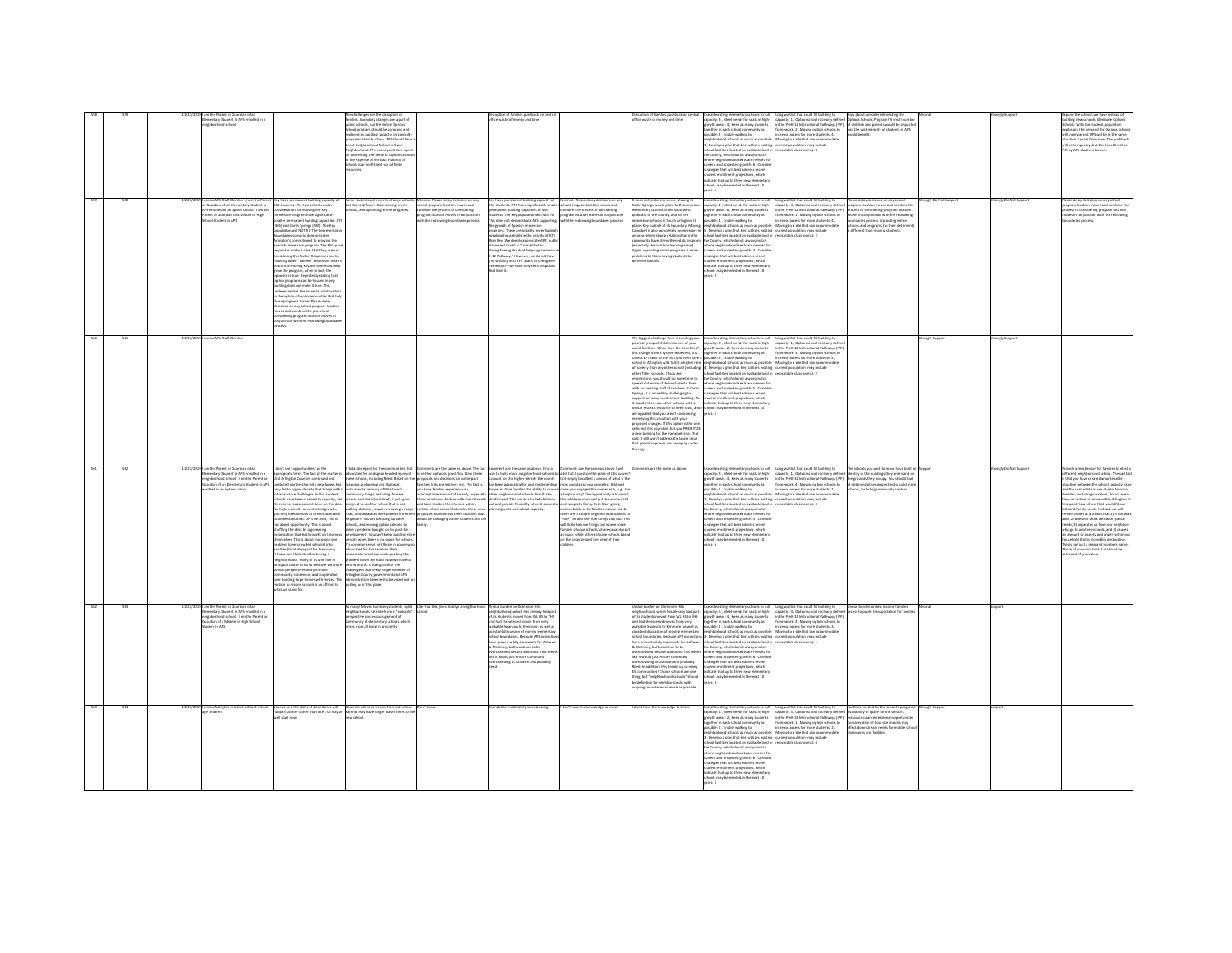| | | | | | | | | | | | | | | | |
|---|---|---|---|---|---|---|---|---|---|---|---|---|---|---|---|
| 558 | 559 | 11/23/2019 | I am the Parent or Guardian of an Elementary Student in APS enrolled in a neighborhood school | | The challenges are the disruption of families. Boundary changes are a part of public schools, but the entire Options School program should be scrapped and replaced by building capacity for specialty programs at each school. APS should have a Great Neighborhood School in Every Neighborhood. The money and time spent on addressing the needs of Options Schools at the expense of the vast majority of schools is an inefficient use of finite resources. | | Disruption of families pushback on central office waste of money and time | | Disruption of families pushback on central office waste of money and time | Use all existing elementary schools to full capacity: 3 , Meet needs for seats in high-growth areas : 4 , Keep as many students together in each school community as possible : 2 , Enable walking to neighborhood schools as much as possible : 1 , Develop a plan that best utilizes existing school facilities located on available land in the County, which do not always match where neighborhood seats are needed for current and projected growth : 6 , Consider strategies that will best address recent student enrollment projections, which indicate that up to three new elementary schools may be needed in the next 10 years : 5 | Long waitlist that could fill building to capacity: 3 , Option school is clearly defined in the PreK-12 Instructional Pathways (IPP) framework : 2 , Moving option schools to increase access for more students: 4 , Moving to a site that can accommodate current population (may include relocatable classrooms): 1 | How about consider eliminating the Options Schools Program? A small number of children and parents would be impacted and the vast majority of students in APS would benefit. | Neutral | Strongly Support | Expand the schools we have instead of building new schools. Eliminate Options Schools. With the student population explosion, the demand for Options Schools will increase and APS will be in the same situation 2 years from now. The pushback will be temporary, but the benefit will be felt by APS students forever. |
| 559 | 560 | 11/23/2019 | I am an APS Staff Member , I am the Parent or Guardian of an Elementary Student in APS enrolled in an option school , I am the Parent or Guardian of a Middle or High School Student in APS | Key has a permanent building capacity of 653 students. The two schools under consideration for housing the Key immersion program have significantly smaller permanent building capacities: ATS (585) and Carlin Springs (590). The Key population will NOT fit. The Representative Boundaries scenario demonstrates Arlington's commitment to growing the Spanish immersion program. The FAQ panel responses make it clear that they are not considering this factor. Responses can be insulting when "canned" responses make it sound like moving Key will somehow help grow the program, when in fact, the opposite is true. Repeatedly stating that option programs can be housed in any building does not make it true. This undermines the essential relationships in the option school communities that help these programs thrive. Please delay decisions on any school program location moves and combine the process of considering program location moves in conjunction with the redrawing boundaries process. | Some students will need to change schools, but this is different than moving entire schools, and uprooting entire programs. | Eliminate. Please delay decisions on any school program location moves and combine the process of considering program location moves in conjunction with the redrawing boundaries process. | Key has a permanent building capacity of 653 students. ATS has a significantly smaller permanent building capacities of 585 students. The Key population will NOT fit. This does not demonstrate APS supporting the growth of Spanish immersion programs. There are notably fewer Spanish speaking households in the vicinity of ATS than Key. We deeply appreciate APS' public statement that it is "committed to strengthening the dual-language immersion K-12 Pathway." However, we do not have any visibility into APS' plans to strengthen immersion—we have only seen proposals that limit it. | Eliminate. Please delay decisions on any school program location moves and combine the process of considering program location moves in conjunction with the redrawing boundaries process. | It does not make any sense. Moving to Carlin Springs would place both immersion elementary schools in the southwest quadrant of the county, and all APS immersion schools in South Arlington. It places Key outside of its boundary. Moving Campbell is also completely unnecessary in an area where strong relationships in the community have strengthened its program (especially the outdoor learning areas). Again, uprooting entire programs is more problematic than moving students to different schools. | Use all existing elementary schools to full capacity: 3 , Meet needs for seats in high-growth areas : 6 , Keep as many students together in each school community as possible : 4 , Enable walking to neighborhood schools as much as possible : 5 , Develop a plan that best utilizes existing school facilities located on available land in the County, which do not always match where neighborhood seats are needed for current and projected growth : 1 , Consider strategies that will best address recent student enrollment projections, which indicate that up to three new elementary schools may be needed in the next 10 years : 2 | Long waitlist that could fill building to capacity: 3 , Option school is clearly defined in the PreK-12 Instructional Pathways (IPP) framework : 1 , Moving option schools to increase access for more students: 4 , Moving to a site that can accommodate current population (may include relocatable classrooms): 2 | Please delay decisions on any school program location moves and combine the process of considering program location moves in conjunction with the redrawing boundaries process. Uprooting entire schools and programs (to their detriment) is different from moving students. | Strongly Do Not Support | Strongly Do Not Support | Please delay decisions on any school program location moves and combine the process of considering program location moves in conjunction with the redrawing boundaries process. |
| 560 | 561 | 11/23/2019 | I am an APS Staff Member | | | | | | The biggest challenge here is needing your poorest group of children to one of your worst facilities. While I see the benefits of this change from a system-wide lens, it is UNACCEPTABLE to me that you even have a school in Arlington with SUCH a higher rate of poverty than any other school (including other Title I schools). If you are redistricting, you should do something to spread out more of those students. Even with an amazing staff of teachers at Carlin Springs, it is incredibly challenging to support so many needs in one building. As it stands, there are other schools with a MUCH HIGHER resource to need ratio, and I am appalled that you aren't considering remedying this situation with your proposed changes. If this option is the one selected, it is essential that you PRIORITIZE a new building for the Campbell site. That said, it still won't address the larger issue that people in power are sweeping under the rug. | Use all existing elementary schools to full capacity: 5 , Meet needs for seats in high-growth areas : 3 , Keep as many students together in each school community as possible : 6 , Enable walking to neighborhood schools as much as possible : 4 , Develop a plan that best utilizes existing school facilities located on available land in the County, which do not always match where neighborhood seats are needed for current and projected growth : 2 , Consider strategies that will best address recent student enrollment projections, which indicate that up to three new elementary schools may be needed in the next 10 years : 1 | Long waitlist that could fill building to capacity: 1 , Option school is clearly defined in the PreK-12 Instructional Pathways (IPP) framework : 3 , Moving option schools to increase access for more students: 4 , Moving to a site that can accommodate current population (may include relocatable classrooms): 2 | | Strongly Support | Strongly Support | |
| 561 | 562 | 11/23/2019 | I am the Parent or Guardian of an Elementary Student in APS enrolled in a neighborhood school , I am the Parent or Guardian of an Elementary Student in APS enrolled in an option school | I don't see "opportunities" as the appropriate term. The fact of the matter is that Arlington Counties continued and unabated partnership with developers has only led to higher density that brings with it infrastructure challenges. In this context, schools have been strained to capacity, yet there is no reassessment done on this drive for higher density or controlled growth; you only need to look at the Amazon deal to understand that. Let's be clear, this is not about opportunity. This is about shuffling the deck by a governing organization that has brought on this mess themselves. This is about everything one problem (over crowded schools) into another (total disregard for the county citizens and their ideal for having a neighborhood). Many of us who live in Arlington chose to do so because we share similar perspectives and prioritize community, consensus, and cooperation over building large homes with fences. This motion to rezone schools is an affront to what we stand for. | A total disregard for the communities that advocated for and spear headed many of these schools, including Reed. Based on the mapping, a planning unit that was instrumental in many of Westover's community things, including farmers market and the school itself, is yet again assigned to another school that is not walking distance, requires crossing a major road, and separates the students from their neighbors. You are breaking up other schools, and moving option schools, to solve a problem brought on by push for development. You can't keep building more density when there is no space for schools. It's common sense, yet those in power who advocated for this received their immediate incentives while pushing the problem down the road. Now we have to deal with this. It is disgraceful. The challenge is that every single member of Arlington County government and APS administration deserves to be voted out for putting us in this place. | Comments are the same as above. The fact is neither option is good. You think these proposals and decisions do not impact families, kids are resilient, etc. The fact is, you have families experience an unacceptable amount of anxiety, especially those who have children with special needs and have located their homes within certain school zones that under these new proposals would move them to zones that would be damaging to the students and the family. | Comments are the same as above. Find a way to build more neighborhood schools to account for the higher density the county has been advocating for and implementing for years. Give families the ability to choose other neighborhood schools that fit the child's need. This would also help balance out and provide flexibility when it comes to planning units and school capacity. | Comments are the same as above. I will add that I question the point of this survey? Is it simply to collect a census of what is the most popular so you can select that and claim you engaged the community, e.g., the Arlington way? The opportunity is to revisit this whole process and put the whole child and complete family first. Start giving choices back to the families, where maybe there are a couple neighborhood schools to "vote" for and see how things play out. This will likely balance things out where some families choose schools where capacity isn't an issue, while others choose schools based on the program and the need of their children. | Comments are the same as above. | Use all existing elementary schools to full capacity: 2 , Meet needs for seats in high-growth areas : 4 , Keep as many students together in each school community as possible : 5 , Enable walking to neighborhood schools as much as possible : 1 , Develop a plan that best utilizes existing school facilities located on available land in the County, which do not always match where neighborhood seats are needed for current and projected growth : 3 , Consider strategies that will best address recent student enrollment projections, which indicate that up to three new elementary schools may be needed in the next 10 years : 6 | Long waitlist that could fill building to capacity: 2 , Option school is clearly defined in the PreK-12 Instructional Pathways (IPP) framework : 1 , Moving option schools to increase access for more students: 4 , Moving to a site that can accommodate current population (may include relocatable classrooms): 3 | The schools you wish to move have built an identity in the buildings they are in and on the grounds they occupy. You should look at obtaining other properties to build more schools, including community centers. | Support | Strongly Do Not Support | Provide a mechanism for families to elect a different neighborhood school. The sad fact is that you have created an untenable situation between the school capacity issue and the real estate issues due to Amazon. Families, including ourselves, do not even have an option to move within Arlington at this point, to a school that would fit our kids and family needs. Instead, we will remain zoned at a school that 1) is not walkable, 2) does not work well with special needs, 3) separates us from our neighbors who go to another school, and 4) causes an amount of anxiety and anger within our household that is incredibly destructive. This is not just a map and numbers game. Those of you who think it is should be ashamed of yourselves. |
| 562 | 563 | 11/23/2019 | I am the Parent or Guardian of an Elementary Student in APS enrolled in a neighborhood school , I am the Parent or Guardian of a Middle or High School Student in APS | | Screwy! Moves too many students, splits neighborhoods, terrible from a "walkable" perspective and encouragement of community at elementary schools which varies from all being in proximity | Like that this gives Rosslyn a neighborhood school. | Undue burden on Dominion Hills neighborhood, which has already had part of its students moved from WL HS to YHS and had threatened moves from very walkable Swanson to Kenmore, as well as constant discussion of moving elementary school boundaries. Because APS projections have proved wildly inaccurate for Ashlawn & McKinley, both continue to be overcrowded despite additions. This seems like it would just ensure continued overcrowding at Ashlawn and probably Reed. | | Undue burden on Dominion Hills neighborhood, which has already had part of its students moved from WL HS to YHS and had threatened moves from very walkable Swanson to Kenmore, as well as constant discussion of moving elementary school boundaries. Because APS projections have proved wildly inaccurate for Ashlawn & McKinley, both continue to be overcrowded despite additions. This seems like it would just ensure continued overcrowding at Ashlawn and probably Reed. In addition, this breaks up so many ES communities! Choice schools are one thing, but "neighborhood schools" should be defined as neighborhoods, with ongoing boundaries as much as possible. | Use all existing elementary schools to full capacity: 5 , Meet needs for seats in high-growth areas : 4 , Keep as many students together in each school community as possible : 2 , Enable walking to neighborhood schools as much as possible : 6 , Develop a plan that best utilizes existing school facilities located on available land in the County, which do not always match where neighborhood seats are needed for current and projected growth : 1 , Consider strategies that will best address recent student enrollment projections, which indicate that up to three new elementary schools may be needed in the next 10 years : 3 | Long waitlist that could fill building to capacity: 3 , Option school is clearly defined in the PreK-12 Instructional Pathways (IPP) framework : 2 , Moving option schools to increase access for more students: 4 , Moving to a site that can accommodate current population (may include relocatable classrooms): 1 | Undue burden on low income families access to public transportation for families | Neutral | Support | |
| 563 | 564 | 11/23/2019 | I am an Arlington resident without school-age children. | Sounds as if the shifts of boundaries will happen sooner rather than later, so may as well start now. | Students will miss friends from old school. Parents may have longer travel times to the new school. | Don't know. | Sounds the moderately more bussing. | I don't have the knowledge to know. | I don't have the knowledge to know. | Use all existing elementary schools to full capacity: 4 , Meet needs for seats in high-growth areas : 2 , Keep as many students together in each school community as possible : 5 , Enable walking to neighborhood schools as much as possible : 3 , Develop a plan that best utilizes existing school facilities located on available land in the County, which do not always match where neighborhood seats are needed for current and projected growth : 6 , Consider strategies that will best address recent student enrollment projections, which indicate that up to three new elementary schools may be needed in the next 10 years : 1 | Long waitlist that could fill building to capacity: 4 , Option school is clearly defined in the PreK-12 Instructional Pathways (IPP) framework : 1 , Moving option schools to increase access for more students: 2 , Moving to a site that can accommodate current population (may include relocatable classrooms): 3 | Facilities needed for the school's programs. Availability of space for the school's extracurricular recreational opportunities. Consideration of how site choices may affect downstream needs for middle school classrooms and facilities. | Strongly Support | Support | |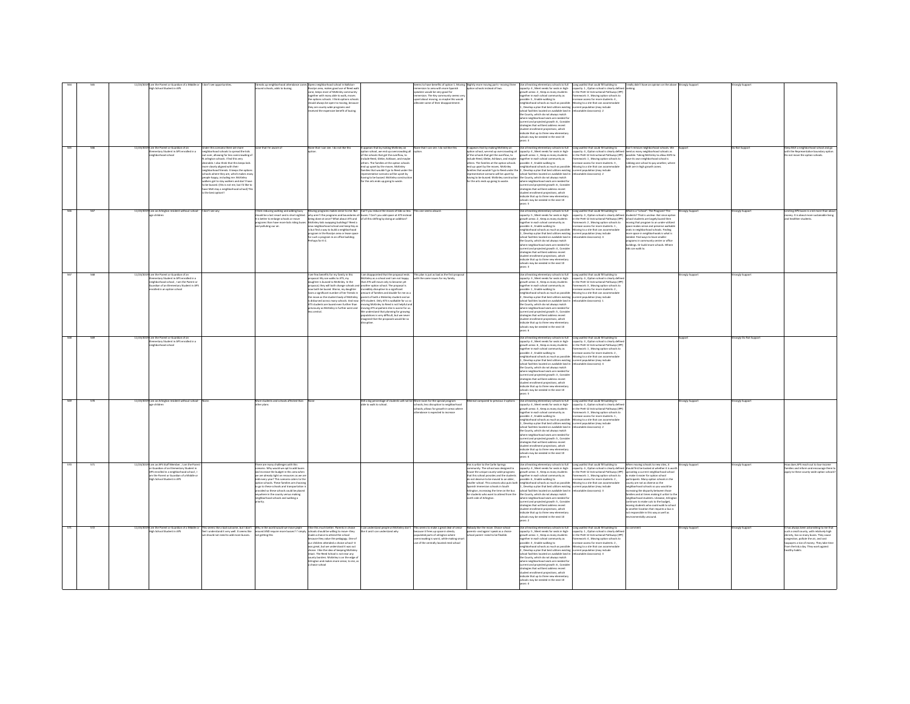| | | | | | | | | | | | | | | | | |
|---|---|---|---|---|---|---|---|---|---|---|---|---|---|---|---|---|
| 565 | 566 | 11/23/2019 | I am the Parent or Guardian of a Middle or High School Student in APS | I don't see opportunities. | Breaks up neighborhood attendance zones around schools; adds to busing. | Dilutes neighborhood school in Ballston-Rosslyn zone, makes good use of Reed walk zone, keeps most of McKinley community together with many able to walk, moves the options schools. I think options schools should always be open to moving, because they are county-wide programs and received the expensive benefit of busing. | | Seems to have benefits of option 1. Moving immersion to Jamestown to allow more Spanish speakers would be very good for Immersion. The Key community seems very upset about moving, so maybe this would alleviate some of their disappointment. | Slightly more moving parts--moving three option schools instead of two. | Use all existing elementary schools to full capacity: 4 , Meet needs for seats in high-growth areas: 2 , Keep as many students together in each school community as possible: 5 , Enable walking to neighborhood schools as much as possible: 1 , Develop a plan that best utilizes existing school facilities located on available land in the County, which do not always match where neighborhood seats are needed for current and projected growth: 6 , Consider strategies that will best address recent student enrollment projections, which indicate that up to three new elementary schools may be needed in the next 10 years: 3 | Long waitlist that could fill building to capacity: 4 , Option school is clearly defined in the PreK-12 Instructional Pathways (IPP) framework: 1 , Moving option schools to increase access for more students: 3 , Moving to a site that can accommodate current population (may include relocatable classrooms): 2 | I really didn't have an opinion on the above ranking. | Strongly Support | | Strongly Support | |
| 566 | 567 | 11/23/2019 | I am the Parent or Guardian of an Elementary Student in APS enrolled in a neighborhood school | Under this scenario there are more neighborhood schools to spread the kids out over, allowing for less overcrowding of N arlington schools. I find this very desirable. I also think that this keeps kids more closely aligned with their neighborhood friends. It keeps the options schools where they are, which makes more people happy, including me. McKinley walkers get to stay walkers and don't have to be bussed. (this is not me, but I'd like to have McK stay a neighborhood school) This is the best option!! | None that I'm aware of | None that I can see. I do not like this option. | It appears that by making McKinley an option school, we end up overcrowding all of the schools that get the overflow, to include Reed, Glebe, Ashlawn, and maybe others. The families at the option schools end up upset by the moves. McKinley families that wouldn't go to Reed under the representative scenario will be upset by having to be bussed. McKinley construction for the arts ends up going to waste. | None that I can see. I do not like this option. | It appears that by making McKinley an option school, we end up overcrowding all of the schools that get the overflow, to include Reed, Glebe, Ashlawn, and maybe others. The families at the option schools end up upset by the moves. McKinley families that wouldn't go to Reed under the representative scenario will be upset by having to be bussed. McKinley construction for the arts ends up going to waste. | Use all existing elementary schools to full capacity: 4 , Meet needs for seats in high-growth areas: 1 , Keep as many students together in each school community as possible: 3 , Enable walking to neighborhood schools as much as possible: 2 , Develop a plan that best utilizes existing school facilities located on available land in the County, which do not always match where neighborhood seats are needed for current and projected growth: 6 , Consider strategies that will best address recent student enrollment projections, which indicate that up to three new elementary schools may be needed in the next 10 years: 5 | Long waitlist that could fill building to capacity: 3 , Option school is clearly defined in the PreK-12 Instructional Pathways (IPP) framework: 1 , Moving option schools to increase access for more students: 4 , Moving to a site that can accommodate current population (may include relocatable classrooms): 2 | Don't remove neighborhood schools. We need as many neighborhood schools as possible. Taking McKinley to allow ASFS to have its own neighborhood school is robbing one school to pay another, where both are in high growth zones. | Support | | Do Not Support | Keep McK a neighborhood school and go with the Representative boundary option. Do not move the option schools. |
| 567 | 568 | 11/23/2019 | I am an Arlington resident without school-age children | I don't see any | I think reducing walking and adding busy should be a last resort and is short sighted. It is better to enlarge schools or move programs than have more kids riding buses and polluting our air. | Moving programs makes sense to me. But why aren't the programs and boundaries all being done at once? What about ATS and McKinley kids swapping buildings? Need a new neighborhood school and keep Key as is but find a way to build a neighborhood program in the Rosslyn area or lease space for such a program in an office building. Perhaps for K-2. | Can't you reduce the moves of kids so less buses? Can't you add space at ATS instead of all this shifting by doing an addition? | This one seems absurd. | | Use all existing elementary schools to full capacity: 5 , Meet needs for seats in high-growth areas: 2 , Keep as many students together in each school community as possible: 6 , Enable walking to neighborhood schools as much as possible: 1 , Develop a plan that best utilizes existing school facilities located on available land in the County, which do not always match where neighborhood seats are needed for current and projected growth: 4 , Consider strategies that will best address recent student enrollment projections, which indicate that up to three new elementary schools may be needed in the next 10 years: 3 | Long waitlist that could fill building to capacity: 3 , Option school is clearly defined in the PreK-12 Instructional Pathways (IPP) framework: 2 , Moving option schools to increase access for more students: 1 , Moving to a site that can accommodate current population (may include relocatable classrooms): 4 | What is a "school". The Program? The students? That is unclear. But since option school students are largely bused there moving that program to an under-utilized space makes sense and preserve walkable seats in neighborhood schools. Finding more space in neighborhoods is what is needed. Find ways to have smaller programs in community center or office buildings. Or build more schools. Where kids can walk to. | Strongly Support | | Strongly Support | Limiting APS buses is a lot more than about money. It is about more sustainable living and healthier students. |
| 568 | 569 | 11/23/2019 | I am the Parent or Guardian of an Elementary Student in APS enrolled in a neighborhood school , I am the Parent or Guardian of an Elementary Student in APS enrolled in an option school | | | I see few benefits for my family in this proposal. My son walks to ATS, my daughter is bussed to McKinley. In the proposal, they will both change schools and now both be bussed. Worse, my daughter loses a significant number of her friends in the move as the student body of McKinley is disbursed across many schools. And now ATS students are bused even further than previously as McKinley is further west and less central. | I am disappointed that the proposal ends McKinley as a school and I am not happy that ATS will move only to become yet another option school. The proposal is incredibly disruptive to a significant amount of families and double for me as a parent of both a Mckinley student and an ATS student. Only ATS is walkable for us so moving McKinley to Reed is not helpful and moving ATS anywhere else is worse for us. We understand that planning for growing populations is very difficult, but we never imagined that the proposals would be so disruptive. | This plan is just as bad as the first proposal with the same issues for my family. | | Use all existing elementary schools to full capacity: 3 , Meet needs for seats in high-growth areas: 4 , Keep as many students together in each school community as possible: 1 , Enable walking to neighborhood schools as much as possible: 2 , Develop a plan that best utilizes existing school facilities located on available land in the County, which do not always match where neighborhood seats are needed for current and projected growth: 5 , Consider strategies that will best address recent student enrollment projections, which indicate that up to three new elementary schools may be needed in the next 10 years: 6 | Long waitlist that could fill building to capacity: 2 , Option school is clearly defined in the PreK-12 Instructional Pathways (IPP) framework: 4 , Moving option schools to increase access for more students: 3 , Moving to a site that can accommodate current population (may include relocatable classrooms): 1 | | Strongly Support | | Strongly Support | |
| 569 | 570 | 11/23/2019 | I am the Parent or Guardian of an Elementary Student in APS enrolled in a neighborhood school | | | | | | | Use all existing elementary schools to full capacity: 4 , Meet needs for seats in high-growth areas: 6 , Keep as many students together in each school community as possible: 1 , Enable walking to neighborhood schools as much as possible: 2 , Develop a plan that best utilizes existing school facilities located on available land in the County, which do not always match where neighborhood seats are needed for current and projected growth: 3 , Consider strategies that will best address recent student enrollment projections, which indicate that up to three new elementary schools may be needed in the next 10 years: 5 | Long waitlist that could fill building to capacity: 2 , Option school is clearly defined in the PreK-12 Instructional Pathways (IPP) framework: 4 , Moving option schools to increase access for more students: 1 , Moving to a site that can accommodate current population (may include relocatable classrooms): 3 | | Support | | Strongly Do Not Support | |
| 570 | 571 | 11/23/2019 | I am an Arlington resident without school-age children | None. | More students and schools affected than other plans | None | Still a big percentage of students will not be able to walk to school | More room for the special program schools; less disruption to neighborhood schools; allows for growth in areas where attendance is expected to increase | Minimal compared to previous 2 options | Use all existing elementary schools to full capacity: 4 , Meet needs for seats in high-growth areas: 3 , Keep as many students together in each school community as possible: 2 , Enable walking to neighborhood schools as much as possible: 1 , Develop a plan that best utilizes existing school facilities located on available land in the County, which do not always match where neighborhood seats are needed for current and projected growth: 5 , Consider strategies that will best address recent student enrollment projections, which indicate that up to three new elementary schools may be needed in the next 10 years: 6 | Long waitlist that could fill building to capacity: 1 , Option school is clearly defined in the PreK-12 Instructional Pathways (IPP) framework: 3 , Moving option schools to increase access for more students: 4 , Moving to a site that can accommodate current population (may include relocatable classrooms): 2 | | Strongly Support | | Strongly Support | |
| 571 | 572 | 11/23/2019 | I am an APS Staff Member , I am the Parent or Guardian of an Elementary Student in APS enrolled in a neighborhood school , I am the Parent or Guardian of a Middle or High School Student in APS | | There are many challenges with this scenario. Why would we opt to add buses and increase the budget in this area when we are already tight on resources as we are told every year? This scenario caters to the option schools. These families are choosing to go to these schools and transportation is provided so these schools could be placed anywhere in the county versus making neighborhood schools and walking a priority. | | | | This is unfair to the Carlin Springs community. The school was designed to house the unique county-wide programs that the school provides and the students do not deserve to be moved to an older, smaller school. This scenario also puts both Spanish Immersion schools in South Arlington, increasing the time on the bus for students who want to attend from the north side of Arlington. | Use all existing elementary schools to full capacity: 4 , Meet needs for seats in high-growth areas: 3 , Keep as many students together in each school community as possible: 6 , Enable walking to neighborhood schools as much as possible: 1 , Develop a plan that best utilizes existing school facilities located on available land in the County, which do not always match where neighborhood seats are needed for current and projected growth: 5 , Consider strategies that will best address recent student enrollment projections, which indicate that up to three new elementary schools may be needed in the next 10 years: 2 | Long waitlist that could fill building to capacity: 3 , Option school is clearly defined in the PreK-12 Instructional Pathways (IPP) framework: 1 , Moving option schools to increase access for more students: 2 , Moving to a site that can accommodate current population (may include relocatable classrooms): 4 | When moving schools to new sites, it should first be looked at whether it is worth uprooting a current neighborhood school to make it easier for option school participants. Many option schools in the county are not as diverse as the neighborhood schools so you would be increasing the disparity between those families and at times making it unfair to the neighborhood students. Likewise, Arlington continues to make cuts to the budget, moving students who could walk to school to another location that requires a bus is not responsible in this way as well as environmentally unsound. | Strongly Support | | Strongly Support | How does APS reach out to low-income families and inform and encourage them to apply to these county-wide option schools? |
| 572 | 573 | 11/23/2019 | I am the Parent or Guardian of a Middle or High School Student in APS | This seems like a bad outcome, but I don't feel I understand it very well. It seems like we should not need to add more busses. | Why in the world would we move people around AND require more busses? I simply not getting this | I like this much better. Parents in choice schools should be willing to move--they made a choice to attend the school because they value the pedagogy. One of our children attended a choice school--it was great, but we understood it was out choice. I like the idea of keeping McKinley intact. The Reed school is not near any county borders. McKinley is on the edge of Arlington and makes more sense, to me, as a choice school | I can understand people at McKinley don't like it and I can understand why | This seems to make a great deal of sense because it frees up space in densely populated parts of arlington where overcrowding is worst, while making smart use of the centrally located reed school | Nobody like the move. Choice school parents--and again I speak as a choice school parent--need to be flexible. | Use all existing elementary schools to full capacity: 5 , Meet needs for seats in high-growth areas: 1 , Keep as many students together in each school community as possible: 3 , Enable walking to neighborhood schools as much as possible: 2 , Develop a plan that best utilizes existing school facilities located on available land in the County, which do not always match where neighborhood seats are needed for current and projected growth: 6 , Consider strategies that will best address recent student enrollment projections, which indicate that up to three new elementary schools may be needed in the next 10 years: 4 | Long waitlist that could fill building to capacity: 1 , Option school is clearly defined in the PreK-12 Instructional Pathways (IPP) framework: 4 , Moving option schools to increase access for more students: 2 , Moving to a site that can accommodate current population (may include relocatable classrooms): 3 | no comment | Strongly Support | | Strongly Support | It has always been astonishing to me that such a small county, with relatively high density, has so many buses. They cause congestion, pollute the air, and cost taxpayers a lot of money. They take time from the kids day. They work against healthy habits. |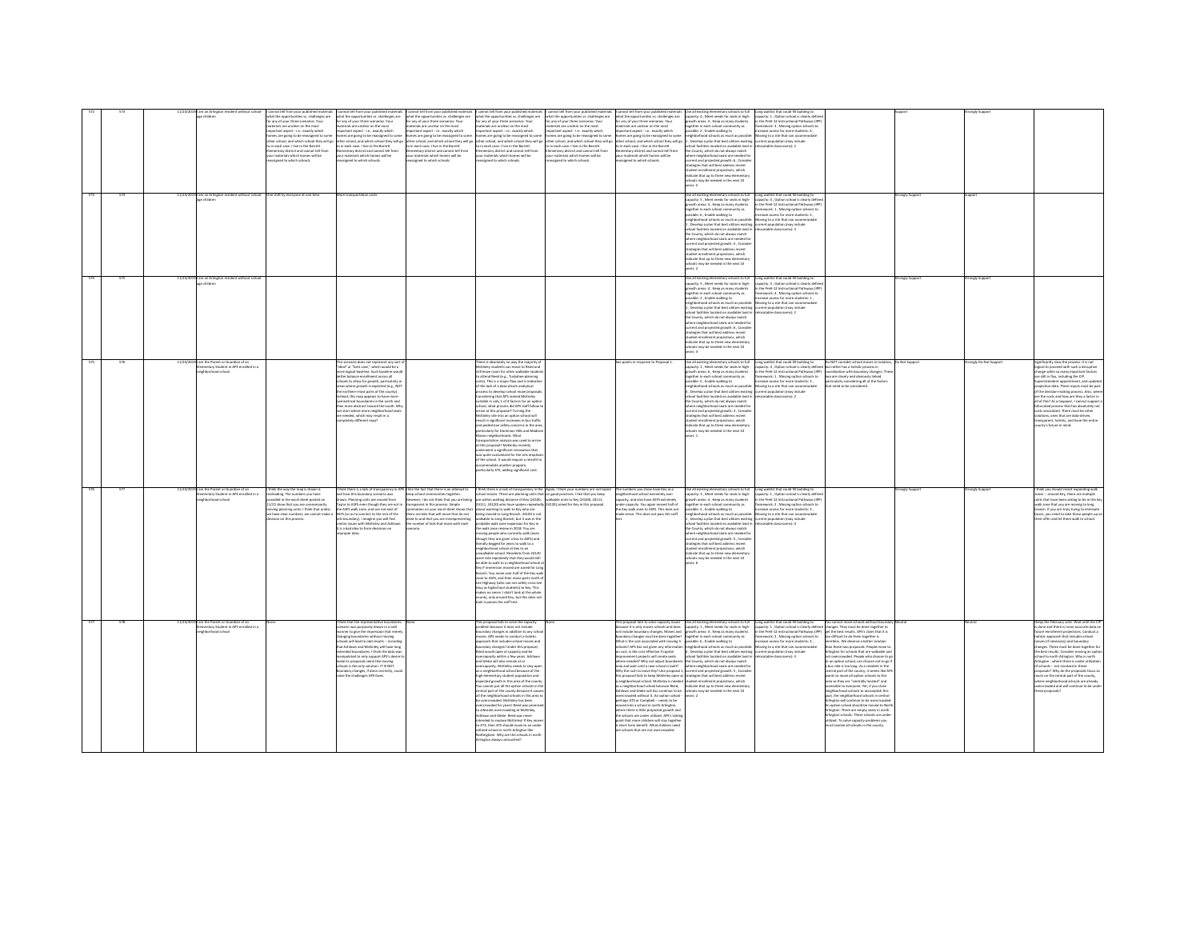| | | | | | | | | | | | | | | | |
|---|---|---|---|---|---|---|---|---|---|---|---|---|---|---|---|
| 572 | 573 | 11/23/2019 | I am an Arlington resident without school-age children | I cannot tell from your published materials what the opportunities vs. challenges are for any of your three scenarios. Your materials are unclear on the most important aspect - i.e.. exactly which homes are going to be reassigned to some other school, and which school they will go to in each case. I live in the Barrett Elementary district and cannot tell from your materials which homes will be reassigned to which schools. | I cannot tell from your published materials what the opportunities vs. challenges are for any of your three scenarios. Your materials are unclear on the most important aspect - i.e.. exactly which homes are going to be reassigned to some other school, and which school they will go to in each case. I live in the Barrett Elementary district and cannot tell from your materials which homes will be reassigned to which schools. | I cannot tell from your published materials what the opportunities vs. challenges are for any of your three scenarios. Your materials are unclear on the most important aspect - i.e.. exactly which homes are going to be reassigned to some other school, and which school they will go to in each case. I live in the Barrett Elementary district and cannot tell from your materials which homes will be reassigned to which schools. | I cannot tell from your published materials what the opportunities vs. challenges are for any of your three scenarios. Your materials are unclear on the most important aspect - i.e.. exactly which homes are going to be reassigned to some other school, and which school they will go to in each case. I live in the Barrett Elementary district and cannot tell from your materials which homes will be reassigned to which schools. | I cannot tell from your published materials what the opportunities vs. challenges are for any of your three scenarios. Your materials are unclear on the most important aspect - i.e.. exactly which homes are going to be reassigned to some other school, and which school they will go to in each case. I live in the Barrett Elementary district and cannot tell from your materials which homes will be reassigned to which schools. | I cannot tell from your published materials what the opportunities vs. challenges are for any of your three scenarios. Your materials are unclear on the most important aspect - i.e.. exactly which homes are going to be reassigned to some other school, and which school they will go to in each case. I live in the Barrett Elementary district and cannot tell from your materials which homes will be reassigned to which schools. | Use all existing elementary schools to full capacity: 4 , Meet needs for seats in high-growth areas: 3 , Keep as many students together in each school community as possible: 2 , Enable walking to neighborhood schools as much as possible: 1 , Develop a plan that best utilizes existing school facilities located on available land in the County, which do not always match where neighborhood seats are needed for current and projected growth: 6 , Consider strategies that will best address recent student enrollment projections, which indicate that up to three new elementary schools may be needed in the next 10 years: 5 | Long waitlist that could fill building to capacity: 1 , Option school is clearly defined in the PreK-12 Instructional Pathways (IPP) framework: 3 , Moving option schools to increase access for more students: 4 , Moving to a site that can accommodate current population (may include relocatable classrooms): 2 | | Support | Strongly Support | |
| 573 | 574 | 11/23/2019 | I am an Arlington resident without school-age children | One shift by everyone at one time | More transportation costs. | | | | | Use all existing elementary schools to full capacity: 5 , Meet needs for seats in high-growth areas: 4 , Keep as many students together in each school community as possible: 6 , Enable walking to neighborhood schools as much as possible: 1 , Develop a plan that best utilizes existing school facilities located on available land in the County, which do not always match where neighborhood seats are needed for current and projected growth: 3 , Consider strategies that will best address recent student enrollment projections, which indicate that up to three new elementary schools may be needed in the next 10 years: 2 | Long waitlist that could fill building to capacity: 4 , Option school is clearly defined in the PreK-12 Instructional Pathways (IPP) framework: 1 , Moving option schools to increase access for more students: 2 , Moving to a site that can accommodate current population (may include relocatable classrooms): 3 | | Strongly Support | Support | |
| 574 | 575 | 11/23/2019 | I am an Arlington resident without school-age children | | | | | | | Use all existing elementary schools to full capacity: 5 , Meet needs for seats in high-growth areas: 4 , Keep as many students together in each school community as possible: 2 , Enable walking to neighborhood schools as much as possible: 1 , Develop a plan that best utilizes existing school facilities located on available land in the County, which do not always match where neighborhood seats are needed for current and projected growth: 6 , Consider strategies that will best address recent student enrollment projections, which indicate that up to three new elementary schools may be needed in the next 10 years: 3 | Long waitlist that could fill building to capacity: 3 , Option school is clearly defined in the PreK-12 Instructional Pathways (IPP) framework: 4 , Moving option schools to increase access for more students: 1 , Moving to a site that can accommodate current population (may include relocatable classrooms): 2 | | Strongly Support | Strongly Support | |
| 575 | 576 | 11/23/2019 | I am the Parent or Guardian of an Elementary Student in APS enrolled in a neighborhood school | | This scenario does not represent any sort of "ideal" or "best case," which would be a more logical baseline. Such baseline would better balance enrollment across all schools to allow for growth, particularly in areas where growth is expected (e.g., NOT the northern-most parts of the county). Instead, this map appears to have more symmetrical boundaries in the north and then more abstract toward the south. Why not start where more neighborhood seats are needed, which may result in a completely different map? | | There is absolutely no way the majority of McKinley students can move to Reed and still leave room for other walkable students to attend Reed (e.g., Tuckahoe planning units). This is a major flaw and is indicative of the lack of a data-driven analytical process to develop school move proposals. Considering that APS ranked McKinley suitable in only 1 of 4 factors for an option school, what process did APS staff follow to arrive at this proposal? Turning the McKinley site into an option school will result in significant increases in bus traffic and pedestrian safety concerns in the area, particularly for Dominion Hills and Madison Manor neighborhoods. What transportation analysis was used to arrive at this proposal? McKinley recently underwent a significant renovation that was quite customized for the arts emphasis of the school. It would require a retrofit to accommodate another program, particularly ATS, adding significant cost. | | See points in response to Proposal 1. | Use all existing elementary schools to full capacity: 3 , Meet needs for seats in high-growth areas: 4 , Keep as many students together in each school community as possible: 5 , Enable walking to neighborhood schools as much as possible: 6 , Develop a plan that best utilizes existing school facilities located on available land in the County, which do not always match where neighborhood seats are needed for current and projected growth: 2 , Consider strategies that will best address recent student enrollment projections, which indicate that up to three new elementary schools may be needed in the next 10 years: 1 | Long waitlist that could fill building to capacity: 4 , Option school is clearly defined in the PreK-12 Instructional Pathways (IPP) framework: 3 , Moving option schools to increase access for more students: 1 , Moving to a site that can accommodate current population (may include relocatable classrooms): 2 | Do NOT consider school moves in isolation, but rather has a holistic process in coordination with boundary changes. These two are closely and obviously linked, particularly considering all of the factors that need to be considered. | Do Not Support | Strongly Do Not Support | Significantly slow the process. It is not logical to proceed with such a disruptive change while so many important factors are still in flux, including the CIP, Superintendent appointment, and updated projection data. These inputs must be part of the decision-making process. Also, where are the costs and how are they a factor in all of this? As a taxpayer, I cannot support a bifurcated process that undoubtedly not costs associated. There must be other solutions, ones that are data-driven, transparent, holistic, and have the entire county's future in mind. |
| 576 | 577 | 11/23/2019 | I am the Parent or Guardian of an Elementary Student in APS enrolled in a neighborhood school | I think the way the maps shown is misleading. The numbers you have provided in the excel sheet posted on 11/22 show that you are unnecessarily moving planning units. I think that unless we have clear numbers, we cannot make a decision on this process. | I think there is a lack of transparency in APS and how this boundary scenario was drawn. Planning units are moved from Taylor to ASFS even though they are not in the ASFS walk zone, and are not next of ASFS (so as to connect to the rest of the ASFS boundary). I imagine you will find similar issues with McKinley and Ashlawn. It is a bad idea to form decisions on improper data. | I like the fact that there is an attempt to keep school communities together. However, I do not think that you are being transparent in this process. Simple summation on your excel sheet shows that there are kids that will move that do not need to and that you are misrepresenting the number of kids that move with each scenario. | I think there is a lack of transparency in the school moves. There are planning units that are within walking distance of Key (24101, 24111, 24120) who have spoken repeatedly about not wanting to move to Long Branch. 24120 is not walkable to Long Branch, but it was in the walk zone for Key, and it was in the walk zone renovated in 2018. You are moving people who currently walk (even though they are given a bus to ASFS) and literally begged for years to walk to a neighborhood school at Key to an unwalkable school. Residents from 24120 were told repeatedly that they would still be able to walk to a neighborhood school at Key if immersion moved and zoned for Long Branch. You move over half of the Key walk zone to ASFS, and then move parts north of Lee Highway (who can not safely cross Lee Hwy as highschool students) to Key. This makes no sense. I didn't look at the whole county, only around Key, but this does not look it passes the sniff test. | Again, I think your numbers are not based on good practices. I like that you keep walkable units to Key (24100, 20111, 24120) zoned for Key in this proposal. | The numbers you have Key as a neighborhood school extremely over capacity, and also have ASFS extremely under capacity. You again moved half of the Key walk zone to ASFS. This does not make sense. This does not pass the sniff test. | Use all existing elementary schools to full capacity: 3 , Meet needs for seats in high-growth areas: 4 , Keep as many students together in each school community as possible: 2 , Enable walking to neighborhood schools as much as possible: 1 , Develop a plan that best utilizes existing school facilities located on available land in the County, which do not always match where neighborhood seats are needed for current and projected growth: 5 , Consider strategies that will best address recent student enrollment projections, which indicate that up to three new elementary schools may be needed in the next 10 years: 6 | Long waitlist that could fill building to capacity: 1 , Option school is clearly defined in the PreK-12 Instructional Pathways (IPP) framework: 2 , Moving option schools to increase access for more students: 3 , Moving to a site that can accommodate current population (may include relocatable classrooms): 4 | | Strongly Support | Strongly Support | I think you should revisit expanding walk zones -- around Key, there are multiple units that have been asking to be in the key walk zone that you are moving to long branch. If you are truly trying to eliminate buses, you need to take those people up on their offer and let them walk to school. |
| 577 | 578 | 11/23/2019 | I am the Parent or Guardian of an Elementary Student in APS enrolled in a neighborhood school | None. | I think that the representative boundaries scenario was purposely drawn in a odd manner to give the impression that merely changing boundaries without moving schools will lead to odd results -- including that Ashlawn and McKinley will have long extended boundaries. I think the data was manipulated to only support APS's desire to make its proposals seem like moving schools is the only solution. IT IS NOT. Boundary changes, if done correctly, could solve the challenges APS faces. | None. | This proposal fails to solve the capacity problem because it does not include boundary changes in addition to any school moves. APS needs to conduct a holistic approach that includes school moves and boundary changes! Under this proposal, Reed would open at capacity and be overcapacity within a few years. Ashlawn and Glebe will also remain at or overcapacity. McKinley needs to stay open as a neighborhood school because of the high elementary student population and expected growth in this area of the county. You cannot put all the option schools in the central part of the county because it causes all the neighborhood schools in this area to be overcrowded. McKinley has been overcrowded for years! Reed was promised to alleviate overcrowding at McKinley, Ashlawn and Glebe. Reed was never intended to replace McKinley! If Key moves to ATS, then ATS should move to an under utilized school in north Arlington like Nottingham. Why are the schools in north Arlington always untouched? | None. | This proposal fails to solve capacity issues because it is only moves schools and does not include boundary changes. Moves and boundary changes must be done together! What is the cost associated with moving 5 schools? APS has not given any information on cost. Is this cost effective if capital improvement projects will create seats where needed? Why not adjust boundaries now and wait until a new school is built? Why the rush to move they? Like proposal 1, this proposal fails to keep McKinley open as a neighborhood school. McKinley is needed as a neighborhood school because Reed, Ashlawn and Glebe will ALL continue to be overcrowded without it. An option school - perhaps ATS or Campbell -- needs to be moved into a school in north Arlington, where there is little projected growth and the schools are under utilized. APS's talking point that more children will stay together is short term benefit. What children need are schools that are not overcrowded. | Use all existing elementary schools to full capacity: 1 , Meet needs for seats in high-growth areas: 3 , Keep as many students together in each school community as possible: 6 , Enable walking to neighborhood schools as much as possible: 4 , Develop a plan that best utilizes existing school facilities located on available land in the County, which do not always match where neighborhood seats are needed for current and projected growth: 5 , Consider strategies that will best address recent student enrollment projections, which indicate that up to three new elementary schools may be needed in the next 10 years: 2 | Long waitlist that could fill building to capacity: 1 , Option school is clearly defined in the PreK-12 Instructional Pathways (IPP) framework: 2 , Moving option schools to increase access for more students: 4 , Moving to a site that can accommodate current population (may include relocatable classrooms): 3 | You cannot move schools without boundary changes. They must be done together to get the best results. APS's claim that it is too difficult to do them together is meritless. We deserve a better solution than these two proposals. People move to Arlington for schools that are walkable and not overcrowded. People who choose to go to an option school, can choose not to go if a bus ride is too long. As a resident in the central part of the county, it seems like APS wants to move all option schools to this area so they are "centrally located" and accessible to everyone. Yet, if you close neighborhood schools to accomplish this goal, the neighborhood schools in central Arlington will continue to be overcrowded. An option school should be moved to North Arlington. There are empty seats in north Arlington schools. These schools are under utilized. To solve capacity problems you must involve all schools in the county. | Neutral | Neutral | Delay the February vote. Wait until the CIP is done and there is more accurate data on future enrollment projections. Conduct a holistic approach that includes school moves (if necessary) and boundary changes. These must be done together for the best results. Consider moving an option school to north Arlington. Why is north Arlington - where there is under utilization of schools -- not involved in these proposals? Why do the proposals focus so much on the central part of the county, where neighborhood schools are already overcrowded and will continue to be under these proposals? |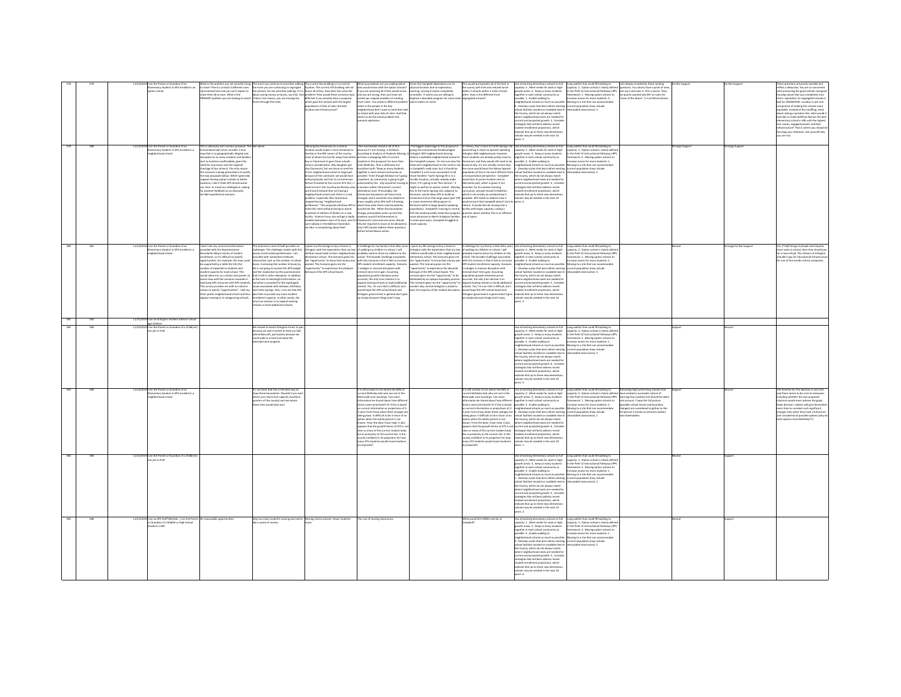| # | ID | Date | Respondent | | | | | | | | | | | | |
|---|---|---|---|---|---|---|---|---|---|---|---|---|---|---|---|
| 578 | 579 | 11/23/2019 | I am the Parent or Guardian of an Elementary Student in APS enrolled in an option school | What is the problem you are actually trying to solve? | | | | | | | | | Do Not Support | Do Not Support | |
| 579 | 580 | 11/23/2019 | I am the Parent or Guardian of an Elementary Student in APS enrolled in a neighborhood school | This is obviously not a serious proposal. | See above | | | | | | | | Strongly Support | Strongly Support | |
| 580 | 581 | 11/23/2019 | I am the Parent or Guardian of an Elementary Student in APS enrolled in a neighborhood school | I don't see any numerical information provided with the Representative Boundaries Map in terms of student enrollment | | | | | | | | | Neutral | Strongly Do Not Support | |
| 581 | 582 | 11/23/2019 | I am an Arlington resident without school-age children | | | | | | | | | | | | |
| 582 | 583 | 11/23/2019 | I am the Parent or Guardian of a Child(ren) not yet in PreK | | We moved to South Arlington Forest in part because we were excited to have our kids attend Barcroft | | | | | | | Support | Neutral | |
| 583 | 584 | 11/23/2019 | I am the Parent or Guardian of an Elementary Student in APS enrolled in a neighborhood school | | It's not clear that this is the best way to draw these boundaries. | | | | | | | Support | Neutral | |
| 584 | 585 | 11/23/2019 | I am the Parent or Guardian of a Child(ren) not yet in PreK | | | | | | | | | Neutral | Support | |
| 585 | 586 | 11/23/2019 | I am an APS Staff Member ; I am the Parent or Guardian of a Middle or High School Student in APS | No reasonable opportunities. | Way too many students moving and seems like a waste of money. | Moving choice schools. Fewer students move. | The cost of moving classrooms. | | What would the PAMIA site be at Campbell? | | | | Neutral | Support | |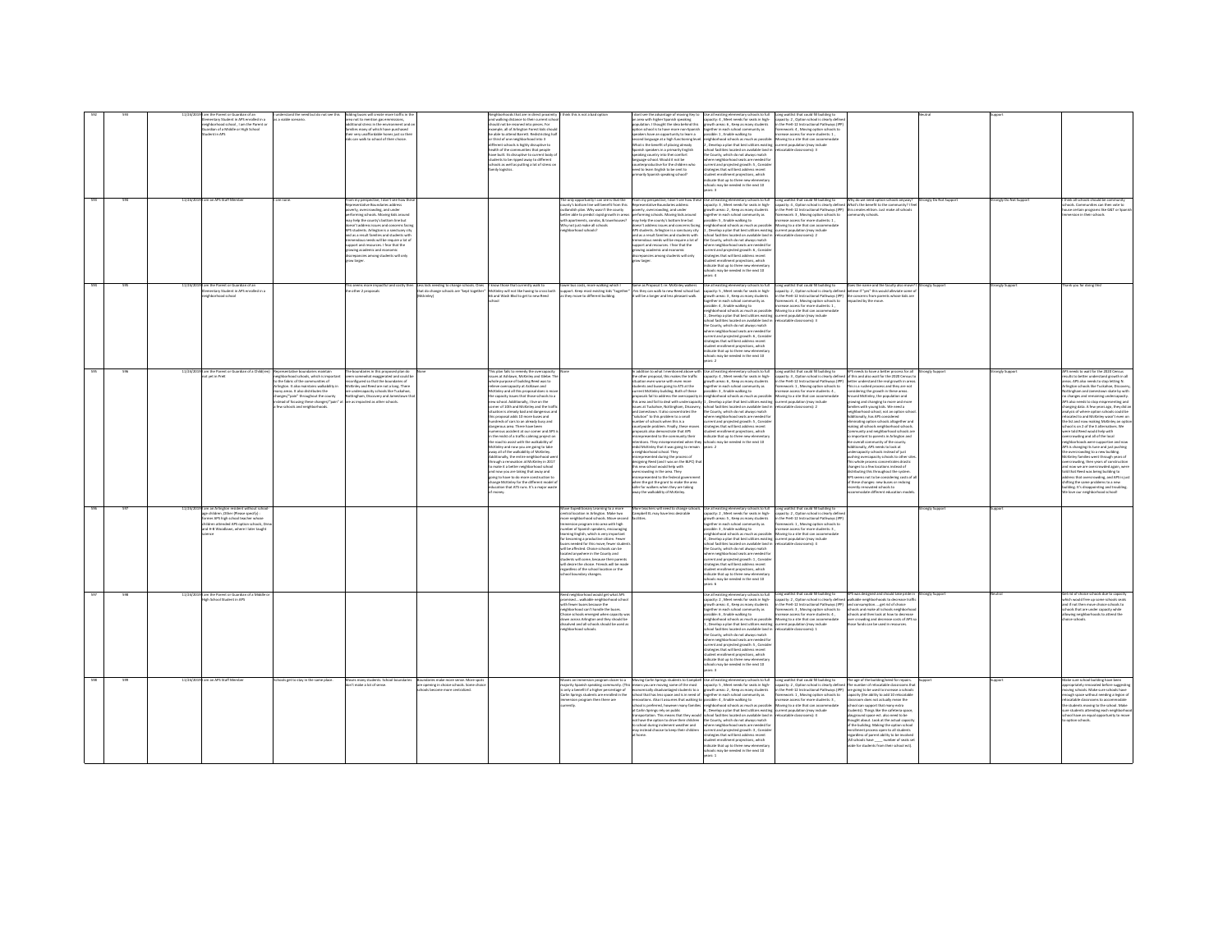| | | | | | | | | | | | | | | | | |
|---|---|---|---|---|---|---|---|---|---|---|---|---|---|---|---|---|
| 592 | 593 | 11/23/2019 | I am the Parent or Guardian of an Elementary Student in APS enrolled in a neighborhood school , I am the Parent or Guardian of a Middle or High School Student in APS | I understand the need but do not see this as a viable scenario. | Adding buses will create more traffic in the area not to mention gas emmissions, additional stress in the environment and on families many of which have purchased their very unaffordable homes just so their kids can walk to school of their choice. | | Neighborhoods that are in direct proximity and walking distance to their current school should not be moved into Reed. For example, all of Arlington Forest kids should be able to attend Barrett. Redistricting half or third of one neighborhood into 3 different schools is highly disruptive to health of the communities that people have built. Its disruptive to current body of students to be ripped away to different schools as well as putting a lot of stress on family logistics. | I think this is not a bad option | I dont see the advantage of moving Key to an area with higher Spanish speaking population. I thought the idea behind this option school is to have more non-Spanish speakers have an opportunity to learn a second language at a high functioning level. What is the benefit of placing already Spanish speakers in a primarily English speaking country into that comfort language school. Would it not be counterproductive for the children who need to learn English to be sent to primarily Spanish speaking school? | Use all existing elementary schools to full capacity: 4 , Meet needs for seats in high-growth areas: 6 , Keep as many students together in each school community as possible: 1 , Enable walking to neighborhood schools as much as possible: 2 , Develop a plan that best utilizes existing school facilities located on available land in the County, which do not always match where neighborhood seats are needed for current and projected growth: 5 , Consider strategies that will best address recent student enrollment projections, which indicate that up to three new elementary schools may be needed in the next 10 years: 3 | Long waitlist that could fill building to capacity: 2 , Option school is clearly defined in the PreK-12 Instructional Pathways (IPP) frameworks: 4 , Moving option schools to increase access for more students: 1 , Moving to a site that can accommodate current population (may include relocatable classrooms): 3 | | Neutral | | Support | |
| 593 | 594 | 11/23/2019 | I am an APS Staff Member | I see none. | From my perspective, I don't see how these Representative Boundaries address poverty, overcrowding, and under performing schools. Moving kids around may help the county's bottom line but doesn't address issues and concerns facing APS students. Arlington is a sanctuary city and as a result families and students with tremendous needs will be require a lot of support and resources. I fear that the growing academic and economic discrepancies among students will only grow larger. | | | The only opportunity I can see is that the county's bottom line will benefit from this outlandish plan. Why wasn't the county better able to predict rapid growth in areas with apartments, condos, & townhouses? Why not just make all schools neighborhood schools? | From my perspective, I don't see how these Representative Boundaries address poverty, overcrowding, and under performing schools. Moving kids around may help the county's bottom line but doesn't address issues and concerns facing APS students. Arlington is a sanctuary city and as a result families and students with tremendous needs will be require a lot of support and resources. I fear that the growing academic and economic discrepancies among students will only grow larger. | Use all existing elementary schools to full capacity: 3 , Meet needs for seats in high-growth areas: 2 , Keep as many students together in each school community as possible: 5 , Enable walking to neighborhood schools as much as possible: 1 , Develop a plan that best utilizes existing school facilities located on available land in the County, which do not always match where neighborhood seats are needed for current and projected growth: 6 , Consider strategies that will best address recent student enrollment projections, which indicate that up to three new elementary schools may be needed in the next 10 years: 4 | Long waitlist that could fill building to capacity: 3 , Option school is clearly defined in the PreK-12 Instructional Pathways (IPP) frameworks: 4 , Moving option schools to increase access for more students: 1 , Moving to a site that can accommodate current population (may include relocatable classrooms): 2 | Why do we need option schools anyways? What's the benefit to the community? I feel this creates elitism. Just make all schools community schools. | Strongly Do Not Support | | Strongly Do Not Support | I think all schools should be community schools. Communities can then vote to house certain programs like G&T or Spanish immersion in their schools. |
| 594 | 595 | 11/23/2019 | I am the Parent or Guardian of an Elementary Student in APS enrolled in a neighborhood school | | This seems more impactful and costly then the other 2 proposals | Less kids needing to change schools. Ones that do change schools are "kept together" (Mckinley) | I know those that currently walk to McKinley will not like having to cross both 66 and Wash Blvd to get to new Reed school | Fewer bus costs, more walking. Much support. Keep most existing kids "together" as they move to different building. | Same as Proposal 1 i.e. McKinley walkers . Fine they can walk to new Reed school but it will be a longer and less pleasant walk. | Use all existing elementary schools to full capacity: 5 , Meet needs for seats in high-growth areas: 3 , Keep as many students together in each school community as possible: 1 , Enable walking to neighborhood schools as much as possible: 4 , Develop a plan that best utilizes existing school facilities located on available land in the County, which do not always match where neighborhood seats are needed for current and projected growth: 6 , Consider strategies that will best address recent student enrollment projections, which indicate that up to three new elementary schools may be needed in the next 10 years: 2 | Long waitlist that could fill building to capacity: 2 , Option school is clearly defined in the PreK-12 Instructional Pathways (IPP) frameworks: 4 , Moving option schools to increase access for more students: 1 , Moving to a site that can accommodate current population (may include relocatable classrooms): 3 | Does the same and the faculty also move? I believe if "yes" this would alleviate some of the concerns from parents whose kids are impacted by the move. | Strongly Support | | Strongly Support | Thank you for doing this! |
| 595 | 596 | 11/23/2019 | I am the Parent or Guardian of a Child(ren) not yet in PreK | Representative boundaries maintain neighborhood schools, which is important to the fabric of the communities of Arlington. It also maintains walkability in many areas. It also distributes the changes "pain" throughout the county instead of focusing these changes/"pain" on a few schools and neighborhoods. | The boundaries in this proposal plan do seem somewhat exaggerated and could be reconfigured so that the boundaries of McKinley and Reed are not as long. There are undercapacity schools like Tuckahoe, Nottingham, Discovery and Jamestown that are as impacted as other schools. | None | This plan fails to remedy the overcapacity issues at Ashlawn, McKinley and Glebe. The whole purpose of building Reed was to relieve overcapacity at Ashlawn and McKinley and all this proposal does is move the capacity issues that these schools to a new school. Additionally, I live on the corner of 10th and McKinley and the traffic situation is already bad and dangerous and this proposal adds 10 more buses and hundreds of cars to an already busy and dangerous area. There have been numerous accidents at our corner and APS is in the midst of a traffic calming project on the road to assist with the walkability of McKinley and now you are going to take away all of the walkability of McKinley. Additionally, the entire neighborhood went through a renovation at McKinley in 2017 to make it a better neighborhood school and now you are taking that away and going to have to do more construction to change McKinley for the different model of education that ATS runs. It's a major waste of money. | None | In addition to what I mentioned above with the other proposal, this makes the traffic situation even worse with even more students and buses going to ATS at the current McKinley building. Both of these proposals fail to address the overcapacity in this area and fail to deal with undercapacity issues at Tuckahoe, Nottingham, Discovery, and Jamestown. It also concentrates the "solution" to this problem to a small number of schools when this is a countywide problem. Finally, these proposals also demonstrate that APS misrepresented to the community their intentions. They misrepresented when they redid McKinley that it was going to remain a neighborhood school. They misrepresented during the process of designing Reed (and I was on the BLPC) that this new school would help with overcrowding in the area. They misrepresented to the federal government when the got the grant to make the area safer for walkers when they are taking away the walkability of McKinley. | Use all existing elementary schools to full capacity: 6 , Meet needs for seats in high-growth areas: 1 , Keep as many students together in each school community as possible: 3 , Enable walking to neighborhood schools as much as possible: 1 , Develop a plan that best utilizes existing school facilities located on available land in the County, which do not always match where neighborhood seats are needed for current and projected growth: 4 , Consider strategies that will best address recent student enrollment projections, which indicate that up to three new elementary schools may be needed in the next 10 years: 2 | Long waitlist that could fill building to capacity: 3 , Option school is clearly defined in the PreK-12 Instructional Pathways (IPP) frameworks: 1 , Moving option schools to increase access for more students: 4 , Moving to a site that can accommodate current population (may include relocatable classrooms): 2 | APS needs to have a better process for all of this and also wait for the 2020 Census results to better understand growth in all areas. This is a rushed process and they are not considering the growth in these areas around McKinley, the population and growing and changing to more and more families with young kids. We need a neighborhood school, not an option school. Additionally, has APS considered eliminating option schools altogether and making all schools neighborhood schools. Community and neighborhood schools are so important to parents in Arlington and the overall community of the county. Additionally, APS needs to look at undercapacity schools instead of just pushing overcapacity schools to other sites. This whole process concentrates drastic changes to a few locations instead of distributing this throughout the system. APS seems not to be considering cost of all of these changes; new buses or redoing recently renovated schools to accommodate different education models. | Strongly Support | | Strongly Support | APS needs to wait for the 2020 Census results to better understand growth in all areas. APS also needs to stop letting N. Arlington schools like Tuckahoe, Discovery, Nottingham and Jamestown skate by with no changes and remaining undercapacity. APS also needs to stop misrepresenting and changing data. A few years ago, they did an analysis of where option schools could be relocated to and McKinley wasn't even on the list and now making McKinley an option school is on 2 of the 3 alternatives. We were told Reed would help with overcrowding and all of the local neighborhoods were supportive and now APS is changing its tune and just pushing the overcrowding to a new building. McKinley families went through years of overcrowding, three years of construction and now we are overcrowded again, were told that Reed was being building to address that overcrowding, and APS is just shifting the same problems to a new building. It's disappointing and troubling. We love our neighborhood school! |
| 596 | 597 | 11/23/2019 | I am an Arlington resident without school-age children: Other (Please specify) - former APS high school teacher whose children attended APS option schools, Drew and H-B Woodlawn, where I later taught science | | | | | Move Expeditionary Learning to a more central location in Arlington. Make two more neighborhood schools. Move second immersion program into area with high number of Spanish speakers; encouraging learning English, which is very important for becoming a productive citizen. Fewer buses needed for this move; fewer students will be affected. Choice schools can be located anywhere in the County and students will come, because their parents will desire the choice. Friends will be made regardless of the school location or the school boundary changes. | More teachers will need to change schools. Campbell EL may have less desirable facilities. | Use all existing elementary schools to full capacity: 2 , Meet needs for seats in high-growth areas: 5 , Keep as many students together in each school community as possible: 3 , Enable walking to neighborhood schools as much as possible: 1 , Develop a plan that best utilizes existing school facilities located on available land in the County, which do not always match where neighborhood seats are needed for current and projected growth: 6 , Consider strategies that will best address recent student enrollment projections, which indicate that up to three new elementary schools may be needed in the next 10 years: 4 | Long waitlist that could fill building to capacity: 4 , Option school is clearly defined in the PreK-12 Instructional Pathways (IPP) frameworks: 2 , Moving option schools to increase access for more students: 1 , Moving to a site that can accommodate current population (may include relocatable classrooms): 3 | | Strongly Support | | Support | |
| 597 | 598 | 11/23/2019 | I am the Parent or Guardian of a Middle or High School Student in APS | | | | | Reed neighborhood would get what APS promised....walkable neighborhood school with fewer buses because the neighborhood can't handle the buses. Choice schools emerged when capacity was down across Arlington and they should be dissolved and all schools should be used as neighborhood schools. | | Use all existing elementary schools to full capacity: 2 , Meet needs for seats in high-growth areas: 4 , Keep as many students together in each school community as possible: 5 , Enable walking to neighborhood schools as much as possible: 1 , Develop a plan that best utilizes existing school facilities located on available land in the County, which do not always match where neighborhood seats are needed for current and projected growth: 6 , Consider strategies that will best address recent student enrollment projections, which indicate that up to three new elementary schools may be needed in the next 10 years: 3 | Long waitlist that could fill building to capacity: 2 , Option school is clearly defined in the PreK-12 Instructional Pathways (IPP) frameworks: 4 , Moving option schools to increase access for more students: 3 , Moving to a site that can accommodate current population (may include relocatable classrooms): 1 | APS was designed and should take pride in walkable neighborhoods to decrease traffic and consumption....get rid of choice schools and make all schools neighborhood schools and then look at how to decrease overcrowding and decrease costs of APS so those funds can be used in resources. | Strongly Support | | Neutral | Get rid of choice schools due to capacity which would free up some schools seats and if not then more choice schools to schools that are under capacity while allowing neighborhoods to attend the choice schools. |
| 598 | 599 | 11/23/2019 | I am an APS Staff Member | Schools get to stay in the same place. | Moves many students. School boundaries don't make a lot of sense. | Boundaries make more sense. More spots are opening in choice schools. Some choice schools become more centralized. | | Moves an immersion program closer to a majority Spanish speaking community. (This is only a benefit if a higher percentage of Carlin Springs students are enrolled in the immersion program then there are currently. | Moving Carlin Springs students to Campbell means you are moving some of the most economically disadvantaged students to a school that has less space and is in need of renovations. Also, I assumes that walking to school is preferred, however many families at Carlin Springs rely on public transportation. This means that they would not have the option to drive their children to school during inclement weather and may instead choose to keep their children at home. | Use all existing elementary schools to full capacity: 3 , Meet needs for seats in high-growth areas: 2 , Keep as many students together in each school community as possible: 4 , Enable walking to neighborhood schools as much as possible: 6 , Develop a plan that best utilizes existing school facilities located on available land in the County, which do not always match where neighborhood seats are needed for current and projected growth: 5 , Consider strategies that will best address recent student enrollment projections, which indicate that up to three new elementary schools may be needed in the next 10 years: 1 | Long waitlist that could fill building to capacity: 2 , Option school is clearly defined in the PreK-12 Instructional Pathways (IPP) frameworks: 4 , Moving option schools to increase access for more students: 1 , Moving to a site that can accommodate current population (may include relocatable classrooms): 3 | The age of the building/need for repairs. The number of relocatable classrooms that are going to be used to increase a schools capacity (the ability to add 10 relocatable classroom does not actually mean the school can support that many extra students). Things like the cafeteria space, playground space etc. also need to be thought about. Look at the actual capacity of the building. Making the option school enrollment process open to all students regardless of parent ability to be involved (All schools have ____ number of seats set aside for students from their school etc). | Support | | Support | Make sure school building have been appropriately renovated before suggesting moving schools. Make sure schools have enough space without creating a region of relocatable classrooms to accommodate the students moving to the school. Make sure students attending each neighborhood school have an equal opportunity to move to option schools. |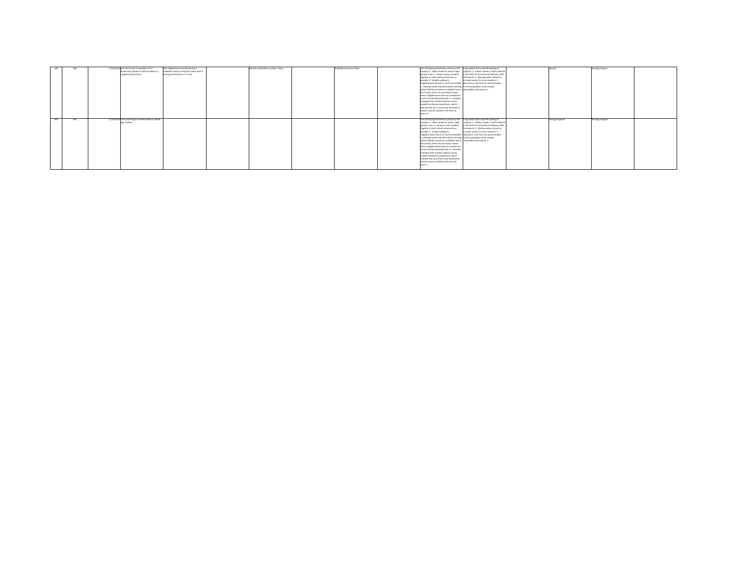| | | | | | | | | | | | | | | | |
|---|---|---|---|---|---|---|---|---|---|---|---|---|---|---|---|
| 599 | 600 | 11/24/2019 | I am the Parent or Guardian of an Elementary Student in APS enrolled in a neighborhood school | My neighborhood would become a walkable-school community rather than a busing community as it is now | | My kids could walk to school - Reed | | Walkable school for Reed | | Use all existing elementary schools to full capacity: 4 , Meet needs for seats in high-growth areas: 3 , Keep as many students together in each school community as possible: 2 , Enable walking to neighborhood schools as much as possible: 1 , Develop a plan that best utilizes existing school facilities located on available land in the County, which do not always match where neighborhood seats are needed for current and projected growth: 5 , Consider strategies that will best address recent student enrollment projections, which indicate that up to three new elementary schools may be needed in the next 10 years: 6 | Long waitlist that could fill building to capacity: 2 , Option school is clearly defined in the PreK-12 Instructional Pathways (IPP) framework: 4 , Moving option schools to increase access for more students: 1 , Moving to a site that can accommodate current population (may include relocatable classrooms): 3 | | Neutral | Strongly Support | |
| 600 | 601 | 11/24/2019 | I am an Arlington resident without school age children | | | | | | | Use all existing elementary schools to full capacity: 3 , Meet needs for seats in high-growth areas: 2 , Keep as many students together in each school community as possible: 5 , Enable walking to neighborhood schools as much as possible: 4 , Develop a plan that best utilizes existing school facilities located on available land in the County, which do not always match where neighborhood seats are needed for current and projected growth: 6 , Consider strategies that will best address recent student enrollment projections, which indicate that up to three new elementary schools may be needed in the next 10 years: 1 | Long waitlist that could fill building to capacity: 3 , Option school is clearly defined in the PreK-12 Instructional Pathways (IPP) framework: 4 , Moving option schools to increase access for more students: 2 , Moving to a site that can accommodate current population (may include relocatable classrooms): 1 | | Strongly Support | Strongly Support | |